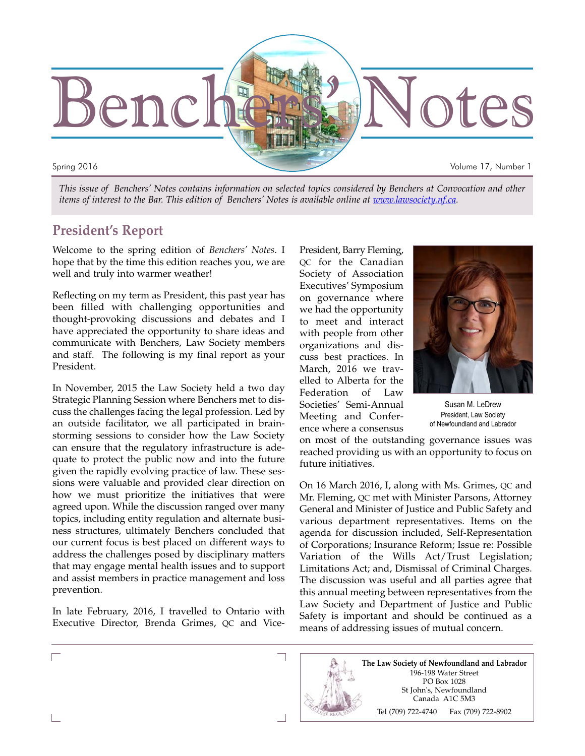# Benchers' Notes

Spring 2016

Volume 17, Number 1

*This issue of Benchers' Notes contains information on selected topics considered by Benchers at Convocation and other items of interest to the Bar. This edition of Benchers' Notes is available online at www.lawsociety.nf.ca.*

## President's Report

Welcome to the spring edition of *Benchers' Notes*. I hope that by the time this edition reaches you, we are well and truly into warmer weather!

Reflecting on my term as President, this past year has been filled with challenging opportunities and thought-provoking discussions and debates and I have appreciated the opportunity to share ideas and communicate with Benchers, Law Society members and staff. The following is my final report as your President.

In November, 2015 the Law Society held a two day Strategic Planning Session where Benchers met to discuss the challenges facing the legal profession. Led by an outside facilitator, we all participated in brainstorming sessions to consider how the Law Society can ensure that the regulatory infrastructure is adequate to protect the public now and into the future given the rapidly evolving practice of law. These sessions were valuable and provided clear direction on how we must prioritize the initiatives that were agreed upon. While the discussion ranged over many topics, including entity regulation and alternate business structures, ultimately Benchers concluded that our current focus is best placed on different ways to address the challenges posed by disciplinary matters that may engage mental health issues and to support and assist members in practice management and loss prevention.

In late February, 2016, I travelled to Ontario with Executive Director, Brenda Grimes, QC and Vice-President, Barry Fleming, QC for the Canadian Society of Association Executives' Symposium on governance where we had the opportunity to meet and interact with people from other organizations and discuss best practices. In March, 2016 we travelled to Alberta for the Federation of Law Societies' Semi-Annual Meeting and Conference where a consensus on most of the outstanding governance issues was reached providing us with an opportunity to focus on future initiatives.

Susan M. LeDrew
President, Law Society of Newfoundland and Labrador

On 16 March 2016, I, along with Ms. Grimes, QC and Mr. Fleming, QC met with Minister Parsons, Attorney General and Minister of Justice and Public Safety and various department representatives. Items on the agenda for discussion included, Self-Representation of Corporations; Insurance Reform; Issue re: Possible Variation of the Wills Act/Trust Legislation; Limitations Act; and, Dismissal of Criminal Charges. The discussion was useful and all parties agree that this annual meeting between representatives from the Law Society and Department of Justice and Public Safety is important and should be continued as a means of addressing issues of mutual concern.

**The Law Society of Newfoundland and Labrador**
196-198 Water Street
PO Box 1028
St John's, Newfoundland
Canada A1C 5M3
Tel (709) 722-4740 Fax (709) 722-8902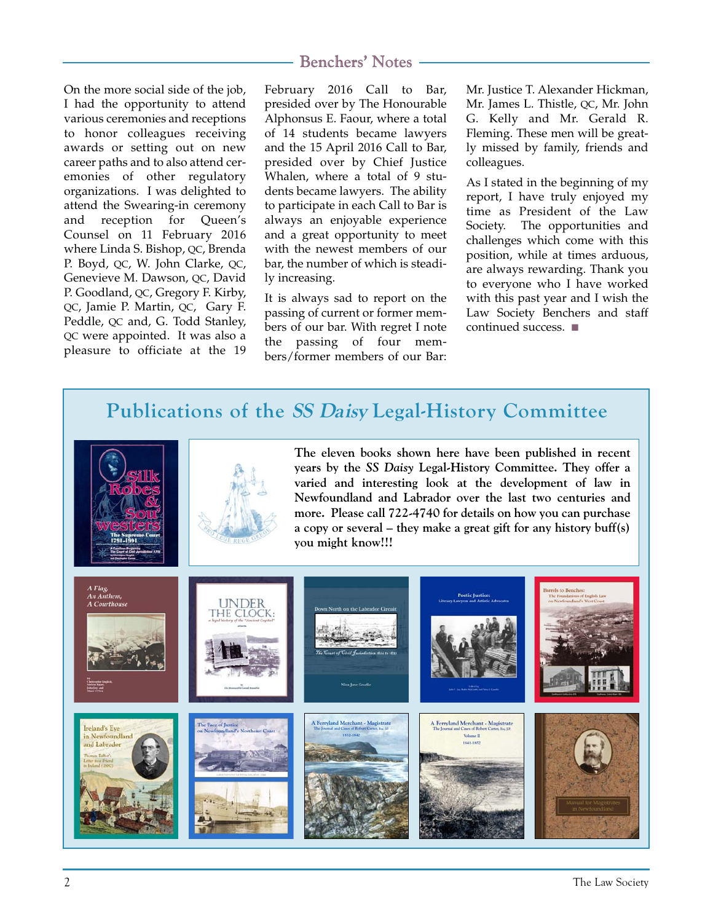## Benchers' Notes

On the more social side of the job, I had the opportunity to attend various ceremonies and receptions to honor colleagues receiving awards or setting out on new career paths and to also attend ceremonies of other regulatory organizations. I was delighted to attend the Swearing-in ceremony and reception for Queen's Counsel on 11 February 2016 where Linda S. Bishop, QC, Brenda P. Boyd, QC, W. John Clarke, QC, Genevieve M. Dawson, QC, David P. Goodland, QC, Gregory F. Kirby, QC, Jamie P. Martin, QC, Gary F. Peddle, QC and, G. Todd Stanley, QC were appointed. It was also a pleasure to officiate at the 19 February 2016 Call to Bar, presided over by The Honourable Alphonsus E. Faour, where a total of 14 students became lawyers and the 15 April 2016 Call to Bar, presided over by Chief Justice Whalen, where a total of 9 students became lawyers. The ability to participate in each Call to Bar is always an enjoyable experience and a great opportunity to meet with the newest members of our bar, the number of which is steadily increasing.

It is always sad to report on the passing of current or former members of our bar. With regret I note the passing of four members/former members of our Bar: Mr. Justice T. Alexander Hickman, Mr. James L. Thistle, QC, Mr. John G. Kelly and Mr. Gerald R. Fleming. These men will be greatly missed by family, friends and colleagues.

As I stated in the beginning of my report, I have truly enjoyed my time as President of the Law Society. The opportunities and challenges which come with this position, while at times arduous, are always rewarding. Thank you to everyone who I have worked with this past year and I wish the Law Society Benchers and staff continued success. ■

## Publications of the *SS Daisy* Legal-History Committee

**The eleven books shown here have been published in recent years by the *SS Daisy* Legal-History Committee. They offer a varied and interesting look at the development of law in Newfoundland and Labrador over the last two centuries and more. Please call 722-4740 for details on how you can purchase a copy or several – they make a great gift for any history buff(s) you might know!!!**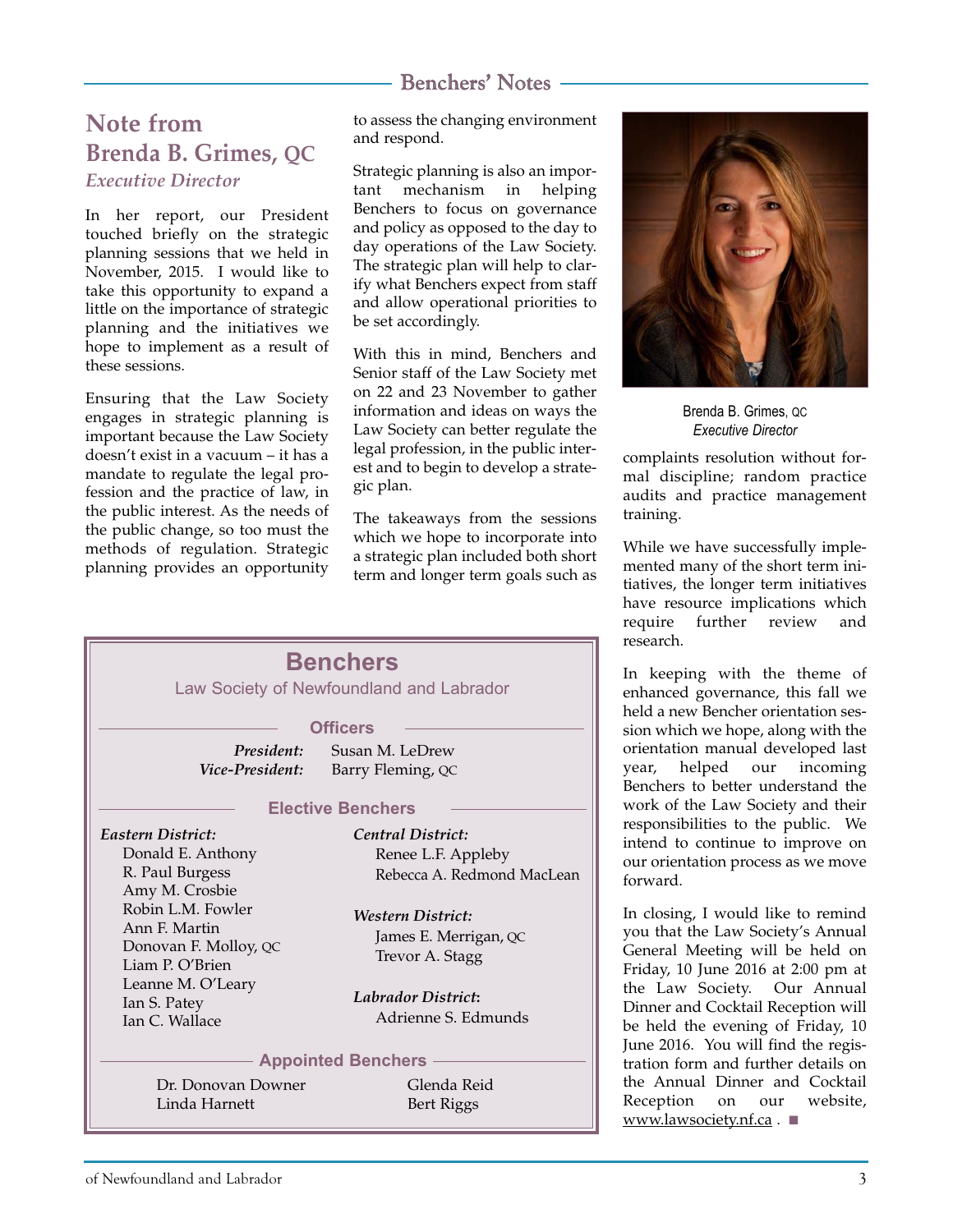## Benchers' Notes

# Note from Brenda B. Grimes, QC

*Executive Director*

In her report, our President touched briefly on the strategic planning sessions that we held in November, 2015. I would like to take this opportunity to expand a little on the importance of strategic planning and the initiatives we hope to implement as a result of these sessions.

Ensuring that the Law Society engages in strategic planning is important because the Law Society doesn't exist in a vacuum – it has a mandate to regulate the legal profession and the practice of law, in the public interest. As the needs of the public change, so too must the methods of regulation. Strategic planning provides an opportunity to assess the changing environment and respond.

Strategic planning is also an important mechanism in helping Benchers to focus on governance and policy as opposed to the day to day operations of the Law Society. The strategic plan will help to clarify what Benchers expect from staff and allow operational priorities to be set accordingly.

With this in mind, Benchers and Senior staff of the Law Society met on 22 and 23 November to gather information and ideas on ways the Law Society can better regulate the legal profession, in the public interest and to begin to develop a strategic plan.

The takeaways from the sessions which we hope to incorporate into a strategic plan included both short term and longer term goals such as complaints resolution without formal discipline; random practice audits and practice management training.

Brenda B. Grimes, QC
*Executive Director*

While we have successfully implemented many of the short term initiatives, the longer term initiatives have resource implications which require further review and research.

In keeping with the theme of enhanced governance, this fall we held a new Bencher orientation session which we hope, along with the orientation manual developed last year, helped our incoming Benchers to better understand the work of the Law Society and their responsibilities to the public. We intend to continue to improve on our orientation process as we move forward.

In closing, I would like to remind you that the Law Society's Annual General Meeting will be held on Friday, 10 June 2016 at 2:00 pm at the Law Society. Our Annual Dinner and Cocktail Reception will be held the evening of Friday, 10 June 2016. You will find the registration form and further details on the Annual Dinner and Cocktail Reception on our website, www.lawsociety.nf.ca . ■

## Benchers

Law Society of Newfoundland and Labrador

### Officers

*President:* Susan M. LeDrew
*Vice-President:* Barry Fleming, QC

### Elective Benchers

*Eastern District:*
Donald E. Anthony
R. Paul Burgess
Amy M. Crosbie
Robin L.M. Fowler
Ann F. Martin
Donovan F. Molloy, QC
Liam P. O'Brien
Leanne M. O'Leary
Ian S. Patey
Ian C. Wallace

*Central District:*
Renee L.F. Appleby
Rebecca A. Redmond MacLean

*Western District:*
James E. Merrigan, QC
Trevor A. Stagg

*Labrador District:*
Adrienne S. Edmunds

### Appointed Benchers

Dr. Donovan Downer
Linda Harnett
Glenda Reid
Bert Riggs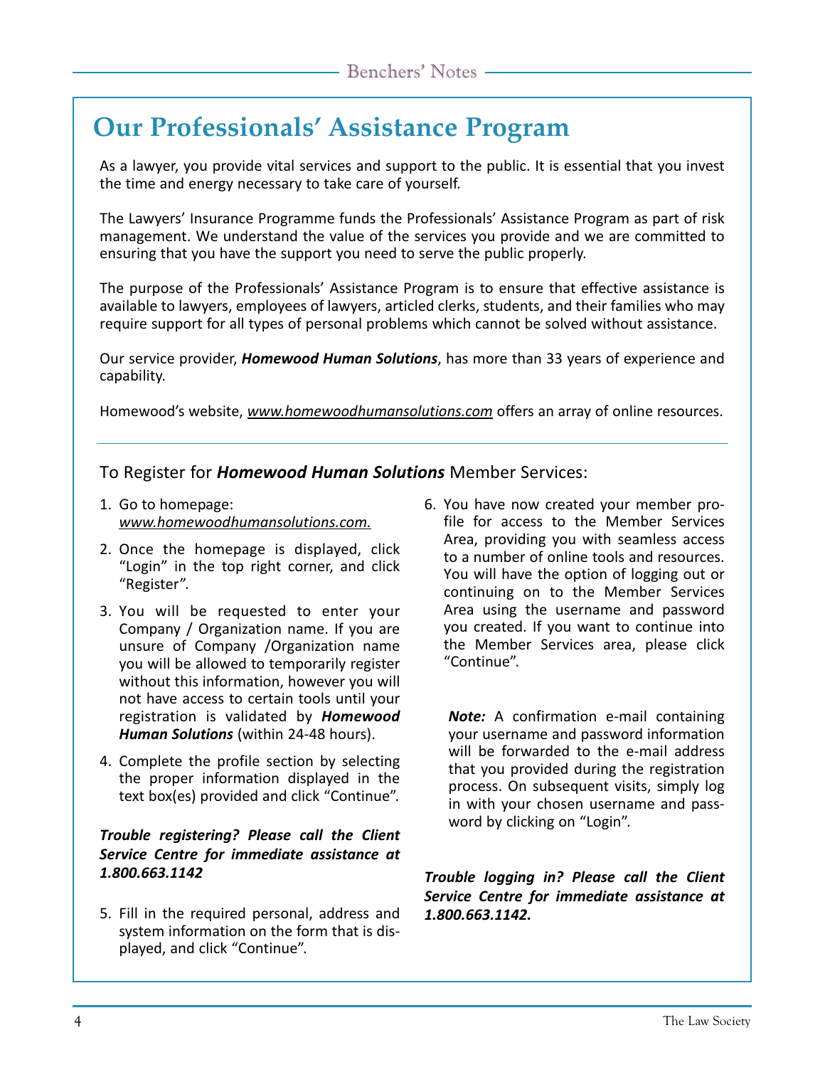# Our Professionals' Assistance Program

As a lawyer, you provide vital services and support to the public. It is essential that you invest the time and energy necessary to take care of yourself.

The Lawyers' Insurance Programme funds the Professionals' Assistance Program as part of risk management. We understand the value of the services you provide and we are committed to ensuring that you have the support you need to serve the public properly.

The purpose of the Professionals' Assistance Program is to ensure that effective assistance is available to lawyers, employees of lawyers, articled clerks, students, and their families who may require support for all types of personal problems which cannot be solved without assistance.

Our service provider, ***Homewood Human Solutions***, has more than 33 years of experience and capability.

Homewood's website, *www.homewoodhumansolutions.com* offers an array of online resources.

---

## To Register for ***Homewood Human Solutions*** Member Services:

1. Go to homepage: *www.homewoodhumansolutions.com.*
2. Once the homepage is displayed, click "Login" in the top right corner, and click "Register".
3. You will be requested to enter your Company / Organization name. If you are unsure of Company /Organization name you will be allowed to temporarily register without this information, however you will not have access to certain tools until your registration is validated by ***Homewood Human Solutions*** (within 24-48 hours).
4. Complete the profile section by selecting the proper information displayed in the text box(es) provided and click "Continue".

***Trouble registering? Please call the Client Service Centre for immediate assistance at 1.800.663.1142***

5. Fill in the required personal, address and system information on the form that is displayed, and click "Continue".
6. You have now created your member profile for access to the Member Services Area, providing you with seamless access to a number of online tools and resources. You will have the option of logging out or continuing on to the Member Services Area using the username and password you created. If you want to continue into the Member Services area, please click "Continue".

***Note:*** A confirmation e-mail containing your username and password information will be forwarded to the e-mail address that you provided during the registration process. On subsequent visits, simply log in with your chosen username and password by clicking on "Login".

***Trouble logging in? Please call the Client Service Centre for immediate assistance at 1.800.663.1142.***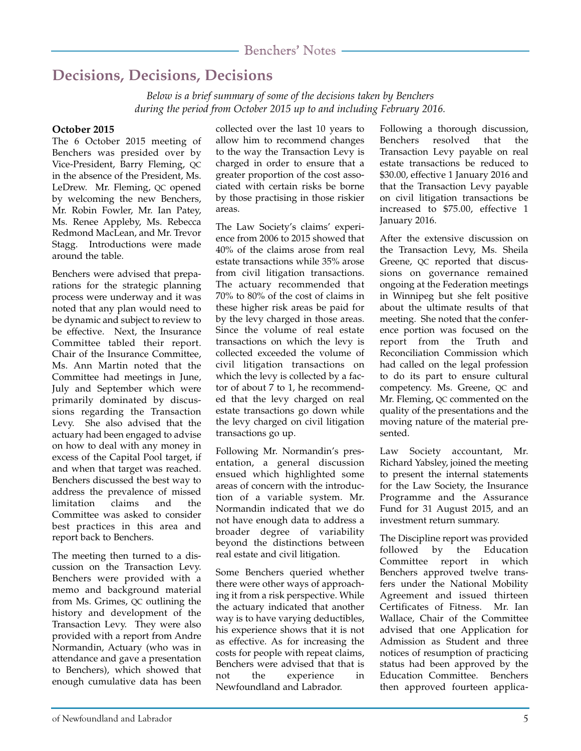# Decisions, Decisions, Decisions

*Below is a brief summary of some of the decisions taken by Benchers during the period from October 2015 up to and including February 2016.*

**October 2015**

The 6 October 2015 meeting of Benchers was presided over by Vice-President, Barry Fleming, QC in the absence of the President, Ms. LeDrew. Mr. Fleming, QC opened by welcoming the new Benchers, Mr. Robin Fowler, Mr. Ian Patey, Ms. Renee Appleby, Ms. Rebecca Redmond MacLean, and Mr. Trevor Stagg. Introductions were made around the table.

Benchers were advised that preparations for the strategic planning process were underway and it was noted that any plan would need to be dynamic and subject to review to be effective. Next, the Insurance Committee tabled their report. Chair of the Insurance Committee, Ms. Ann Martin noted that the Committee had meetings in June, July and September which were primarily dominated by discussions regarding the Transaction Levy. She also advised that the actuary had been engaged to advise on how to deal with any money in excess of the Capital Pool target, if and when that target was reached. Benchers discussed the best way to address the prevalence of missed limitation claims and the Committee was asked to consider best practices in this area and report back to Benchers.

The meeting then turned to a discussion on the Transaction Levy. Benchers were provided with a memo and background material from Ms. Grimes, QC outlining the history and development of the Transaction Levy. They were also provided with a report from Andre Normandin, Actuary (who was in attendance and gave a presentation to Benchers), which showed that enough cumulative data has been collected over the last 10 years to allow him to recommend changes to the way the Transaction Levy is charged in order to ensure that a greater proportion of the cost associated with certain risks be borne by those practising in those riskier areas.

The Law Society's claims' experience from 2006 to 2015 showed that 40% of the claims arose from real estate transactions while 35% arose from civil litigation transactions. The actuary recommended that 70% to 80% of the cost of claims in these higher risk areas be paid for by the levy charged in those areas. Since the volume of real estate transactions on which the levy is collected exceeded the volume of civil litigation transactions on which the levy is collected by a factor of about 7 to 1, he recommended that the levy charged on real estate transactions go down while the levy charged on civil litigation transactions go up.

Following Mr. Normandin's presentation, a general discussion ensued which highlighted some areas of concern with the introduction of a variable system. Mr. Normandin indicated that we do not have enough data to address a broader degree of variability beyond the distinctions between real estate and civil litigation.

Some Benchers queried whether there were other ways of approaching it from a risk perspective. While the actuary indicated that another way is to have varying deductibles, his experience shows that it is not as effective. As for increasing the costs for people with repeat claims, Benchers were advised that that is not the experience in Newfoundland and Labrador.

Following a thorough discussion, Benchers resolved that the Transaction Levy payable on real estate transactions be reduced to $30.00, effective 1 January 2016 and that the Transaction Levy payable on civil litigation transactions be increased to $75.00, effective 1 January 2016.

After the extensive discussion on the Transaction Levy, Ms. Sheila Greene, QC reported that discussions on governance remained ongoing at the Federation meetings in Winnipeg but she felt positive about the ultimate results of that meeting. She noted that the conference portion was focused on the report from the Truth and Reconciliation Commission which had called on the legal profession to do its part to ensure cultural competency. Ms. Greene, QC and Mr. Fleming, QC commented on the quality of the presentations and the moving nature of the material presented.

Law Society accountant, Mr. Richard Yabsley, joined the meeting to present the internal statements for the Law Society, the Insurance Programme and the Assurance Fund for 31 August 2015, and an investment return summary.

The Discipline report was provided followed by the Education Committee report in which Benchers approved twelve transfers under the National Mobility Agreement and issued thirteen Certificates of Fitness. Mr. Ian Wallace, Chair of the Committee advised that one Application for Admission as Student and three notices of resumption of practicing status had been approved by the Education Committee. Benchers then approved fourteen applica-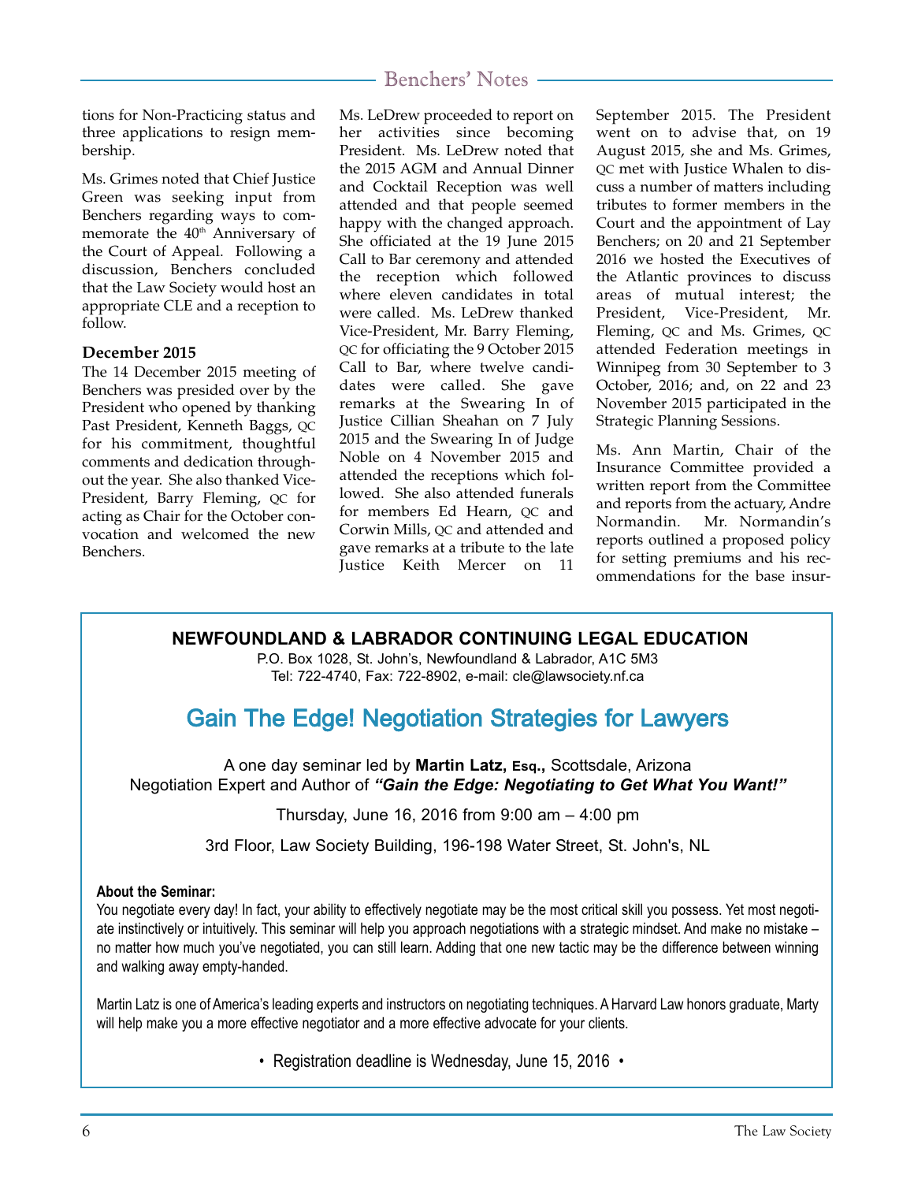tions for Non-Practicing status and three applications to resign membership.

Ms. Grimes noted that Chief Justice Green was seeking input from Benchers regarding ways to commemorate the 40th Anniversary of the Court of Appeal. Following a discussion, Benchers concluded that the Law Society would host an appropriate CLE and a reception to follow.

### December 2015

The 14 December 2015 meeting of Benchers was presided over by the President who opened by thanking Past President, Kenneth Baggs, QC for his commitment, thoughtful comments and dedication throughout the year. She also thanked Vice-President, Barry Fleming, QC for acting as Chair for the October convocation and welcomed the new Benchers.

Ms. LeDrew proceeded to report on her activities since becoming President. Ms. LeDrew noted that the 2015 AGM and Annual Dinner and Cocktail Reception was well attended and that people seemed happy with the changed approach. She officiated at the 19 June 2015 Call to Bar ceremony and attended the reception which followed where eleven candidates in total were called. Ms. LeDrew thanked Vice-President, Mr. Barry Fleming, QC for officiating the 9 October 2015 Call to Bar, where twelve candidates were called. She gave remarks at the Swearing In of Justice Cillian Sheahan on 7 July 2015 and the Swearing In of Judge Noble on 4 November 2015 and attended the receptions which followed. She also attended funerals for members Ed Hearn, QC and Corwin Mills, QC and attended and gave remarks at a tribute to the late Justice Keith Mercer on 11 September 2015. The President went on to advise that, on 19 August 2015, she and Ms. Grimes, QC met with Justice Whalen to discuss a number of matters including tributes to former members in the Court and the appointment of Lay Benchers; on 20 and 21 September 2016 we hosted the Executives of the Atlantic provinces to discuss areas of mutual interest; the President, Vice-President, Mr. Fleming, QC and Ms. Grimes, QC attended Federation meetings in Winnipeg from 30 September to 3 October, 2016; and, on 22 and 23 November 2015 participated in the Strategic Planning Sessions.

Ms. Ann Martin, Chair of the Insurance Committee provided a written report from the Committee and reports from the actuary, Andre Normandin. Mr. Normandin's reports outlined a proposed policy for setting premiums and his recommendations for the base insur-

---

**NEWFOUNDLAND & LABRADOR CONTINUING LEGAL EDUCATION**

P.O. Box 1028, St. John's, Newfoundland & Labrador, A1C 5M3
Tel: 722-4740, Fax: 722-8902, e-mail: cle@lawsociety.nf.ca

## Gain The Edge! Negotiation Strategies for Lawyers

A one day seminar led by **Martin Latz, Esq.,** Scottsdale, Arizona
Negotiation Expert and Author of ***"Gain the Edge: Negotiating to Get What You Want!"***

Thursday, June 16, 2016 from 9:00 am – 4:00 pm

3rd Floor, Law Society Building, 196-198 Water Street, St. John's, NL

**About the Seminar:**

You negotiate every day! In fact, your ability to effectively negotiate may be the most critical skill you possess. Yet most negotiate instinctively or intuitively. This seminar will help you approach negotiations with a strategic mindset. And make no mistake – no matter how much you've negotiated, you can still learn. Adding that one new tactic may be the difference between winning and walking away empty-handed.

Martin Latz is one of America's leading experts and instructors on negotiating techniques. A Harvard Law honors graduate, Marty will help make you a more effective negotiator and a more effective advocate for your clients.

• Registration deadline is Wednesday, June 15, 2016 •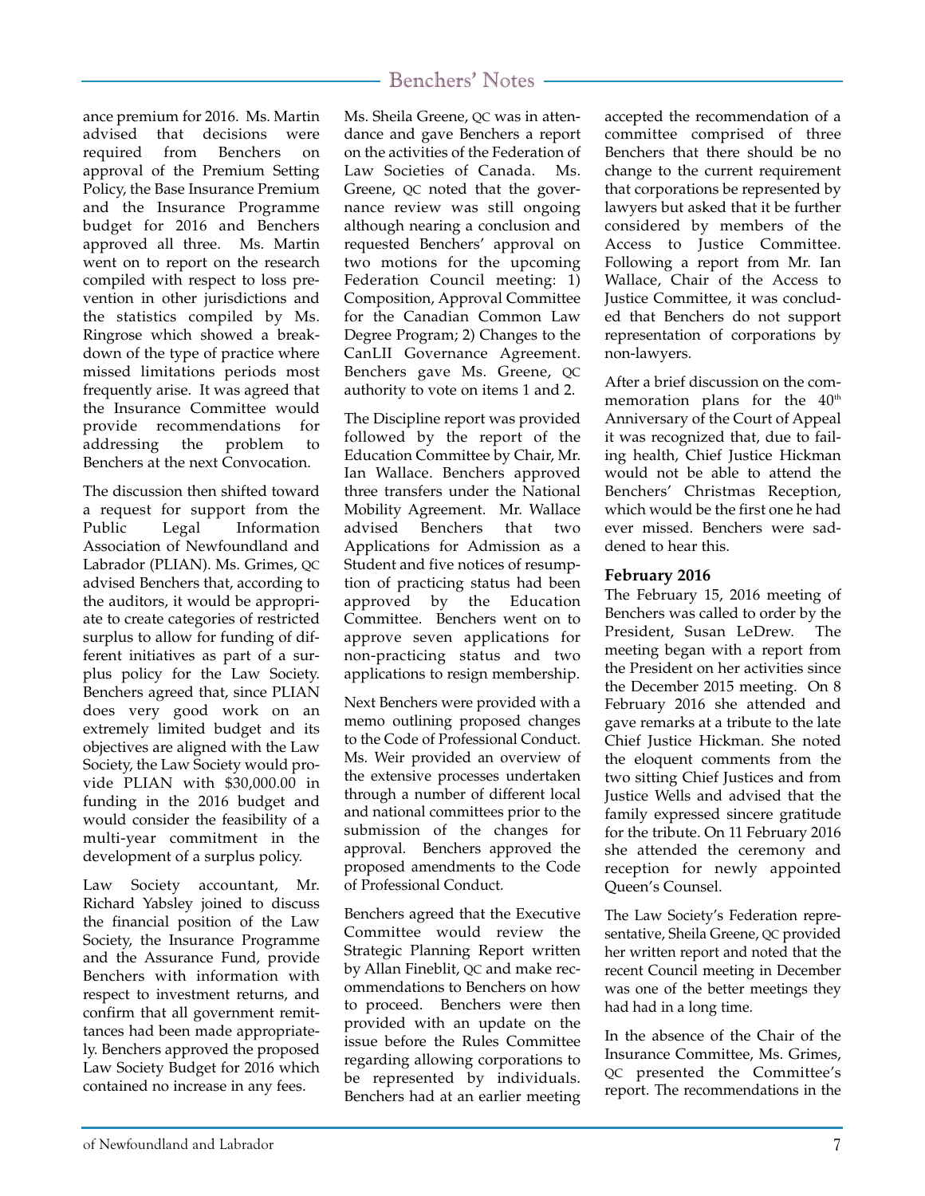ance premium for 2016. Ms. Martin advised that decisions were required from Benchers on approval of the Premium Setting Policy, the Base Insurance Premium and the Insurance Programme budget for 2016 and Benchers approved all three. Ms. Martin went on to report on the research compiled with respect to loss prevention in other jurisdictions and the statistics compiled by Ms. Ringrose which showed a breakdown of the type of practice where missed limitations periods most frequently arise. It was agreed that the Insurance Committee would provide recommendations for addressing the problem to Benchers at the next Convocation.

The discussion then shifted toward a request for support from the Public Legal Information Association of Newfoundland and Labrador (PLIAN). Ms. Grimes, QC advised Benchers that, according to the auditors, it would be appropriate to create categories of restricted surplus to allow for funding of different initiatives as part of a surplus policy for the Law Society. Benchers agreed that, since PLIAN does very good work on an extremely limited budget and its objectives are aligned with the Law Society, the Law Society would provide PLIAN with $30,000.00 in funding in the 2016 budget and would consider the feasibility of a multi-year commitment in the development of a surplus policy.

Law Society accountant, Mr. Richard Yabsley joined to discuss the financial position of the Law Society, the Insurance Programme and the Assurance Fund, provide Benchers with information with respect to investment returns, and confirm that all government remittances had been made appropriately. Benchers approved the proposed Law Society Budget for 2016 which contained no increase in any fees.

Ms. Sheila Greene, QC was in attendance and gave Benchers a report on the activities of the Federation of Law Societies of Canada. Ms. Greene, QC noted that the governance review was still ongoing although nearing a conclusion and requested Benchers' approval on two motions for the upcoming Federation Council meeting: 1) Composition, Approval Committee for the Canadian Common Law Degree Program; 2) Changes to the CanLII Governance Agreement. Benchers gave Ms. Greene, QC authority to vote on items 1 and 2.

The Discipline report was provided followed by the report of the Education Committee by Chair, Mr. Ian Wallace. Benchers approved three transfers under the National Mobility Agreement. Mr. Wallace advised Benchers that two Applications for Admission as a Student and five notices of resumption of practicing status had been approved by the Education Committee. Benchers went on to approve seven applications for non-practicing status and two applications to resign membership.

Next Benchers were provided with a memo outlining proposed changes to the Code of Professional Conduct. Ms. Weir provided an overview of the extensive processes undertaken through a number of different local and national committees prior to the submission of the changes for approval. Benchers approved the proposed amendments to the Code of Professional Conduct.

Benchers agreed that the Executive Committee would review the Strategic Planning Report written by Allan Fineblit, QC and make recommendations to Benchers on how to proceed. Benchers were then provided with an update on the issue before the Rules Committee regarding allowing corporations to be represented by individuals. Benchers had at an earlier meeting accepted the recommendation of a committee comprised of three Benchers that there should be no change to the current requirement that corporations be represented by lawyers but asked that it be further considered by members of the Access to Justice Committee. Following a report from Mr. Ian Wallace, Chair of the Access to Justice Committee, it was concluded that Benchers do not support representation of corporations by non-lawyers.

After a brief discussion on the commemoration plans for the 40th Anniversary of the Court of Appeal it was recognized that, due to failing health, Chief Justice Hickman would not be able to attend the Benchers' Christmas Reception, which would be the first one he had ever missed. Benchers were saddened to hear this.

**February 2016**

The February 15, 2016 meeting of Benchers was called to order by the President, Susan LeDrew. The meeting began with a report from the President on her activities since the December 2015 meeting. On 8 February 2016 she attended and gave remarks at a tribute to the late Chief Justice Hickman. She noted the eloquent comments from the two sitting Chief Justices and from Justice Wells and advised that the family expressed sincere gratitude for the tribute. On 11 February 2016 she attended the ceremony and reception for newly appointed Queen's Counsel.

The Law Society's Federation representative, Sheila Greene, QC provided her written report and noted that the recent Council meeting in December was one of the better meetings they had had in a long time.

In the absence of the Chair of the Insurance Committee, Ms. Grimes, QC presented the Committee's report. The recommendations in the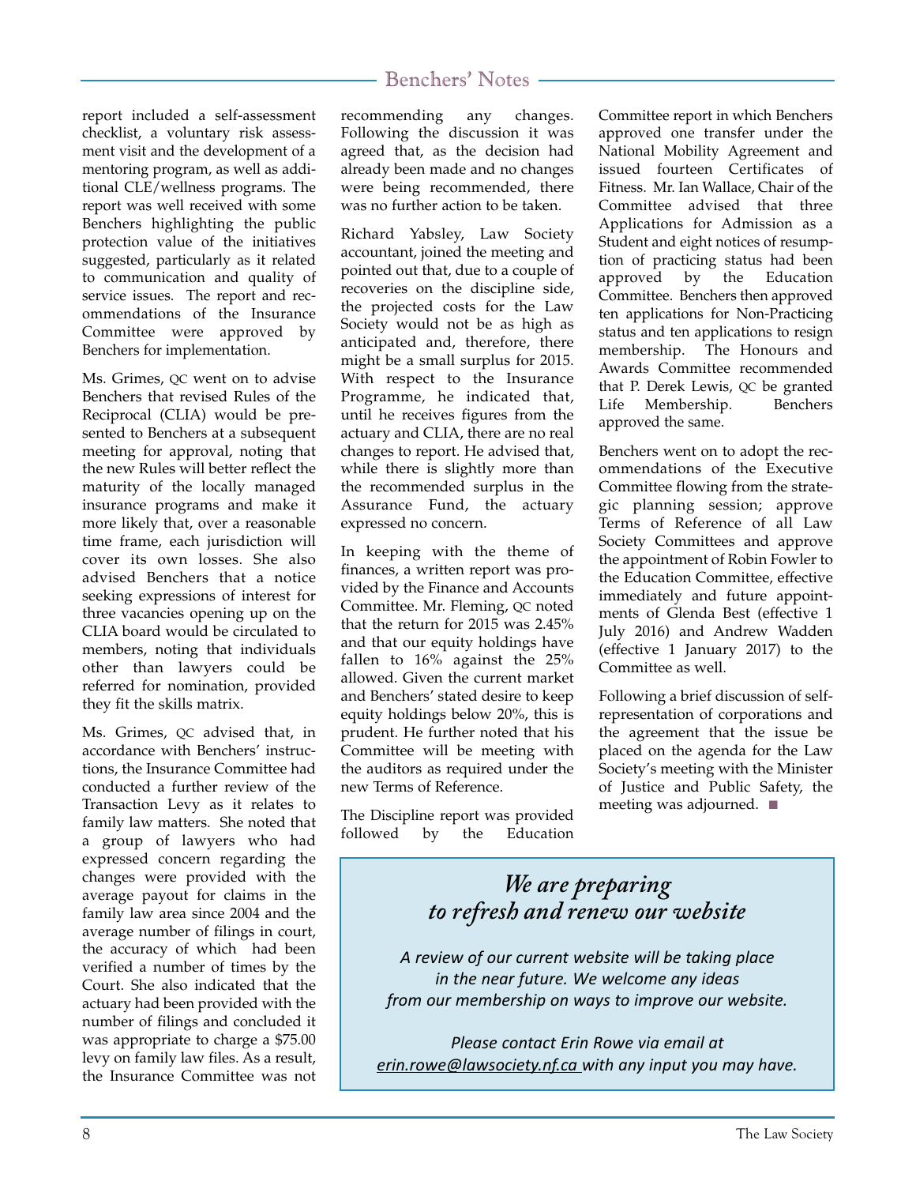report included a self-assessment checklist, a voluntary risk assessment visit and the development of a mentoring program, as well as additional CLE/wellness programs. The report was well received with some Benchers highlighting the public protection value of the initiatives suggested, particularly as it related to communication and quality of service issues. The report and recommendations of the Insurance Committee were approved by Benchers for implementation.

Ms. Grimes, QC went on to advise Benchers that revised Rules of the Reciprocal (CLIA) would be presented to Benchers at a subsequent meeting for approval, noting that the new Rules will better reflect the maturity of the locally managed insurance programs and make it more likely that, over a reasonable time frame, each jurisdiction will cover its own losses. She also advised Benchers that a notice seeking expressions of interest for three vacancies opening up on the CLIA board would be circulated to members, noting that individuals other than lawyers could be referred for nomination, provided they fit the skills matrix.

Ms. Grimes, QC advised that, in accordance with Benchers' instructions, the Insurance Committee had conducted a further review of the Transaction Levy as it relates to family law matters. She noted that a group of lawyers who had expressed concern regarding the changes were provided with the average payout for claims in the family law area since 2004 and the average number of filings in court, the accuracy of which had been verified a number of times by the Court. She also indicated that the actuary had been provided with the number of filings and concluded it was appropriate to charge a $75.00 levy on family law files. As a result, the Insurance Committee was not recommending any changes. Following the discussion it was agreed that, as the decision had already been made and no changes were being recommended, there was no further action to be taken.

Richard Yabsley, Law Society accountant, joined the meeting and pointed out that, due to a couple of recoveries on the discipline side, the projected costs for the Law Society would not be as high as anticipated and, therefore, there might be a small surplus for 2015. With respect to the Insurance Programme, he indicated that, until he receives figures from the actuary and CLIA, there are no real changes to report. He advised that, while there is slightly more than the recommended surplus in the Assurance Fund, the actuary expressed no concern.

In keeping with the theme of finances, a written report was provided by the Finance and Accounts Committee. Mr. Fleming, QC noted that the return for 2015 was 2.45% and that our equity holdings have fallen to 16% against the 25% allowed. Given the current market and Benchers' stated desire to keep equity holdings below 20%, this is prudent. He further noted that his Committee will be meeting with the auditors as required under the new Terms of Reference.

The Discipline report was provided followed by the Education Committee report in which Benchers approved one transfer under the National Mobility Agreement and issued fourteen Certificates of Fitness. Mr. Ian Wallace, Chair of the Committee advised that three Applications for Admission as a Student and eight notices of resumption of practicing status had been approved by the Education Committee. Benchers then approved ten applications for Non-Practicing status and ten applications to resign membership. The Honours and Awards Committee recommended that P. Derek Lewis, QC be granted Life Membership. Benchers approved the same.

Benchers went on to adopt the recommendations of the Executive Committee flowing from the strategic planning session; approve Terms of Reference of all Law Society Committees and approve the appointment of Robin Fowler to the Education Committee, effective immediately and future appointments of Glenda Best (effective 1 July 2016) and Andrew Wadden (effective 1 January 2017) to the Committee as well.

Following a brief discussion of self-representation of corporations and the agreement that the issue be placed on the agenda for the Law Society's meeting with the Minister of Justice and Public Safety, the meeting was adjourned. ■

## *We are preparing to refresh and renew our website*

*A review of our current website will be taking place in the near future. We welcome any ideas from our membership on ways to improve our website.*

*Please contact Erin Rowe via email at erin.rowe@lawsociety.nf.ca with any input you may have.*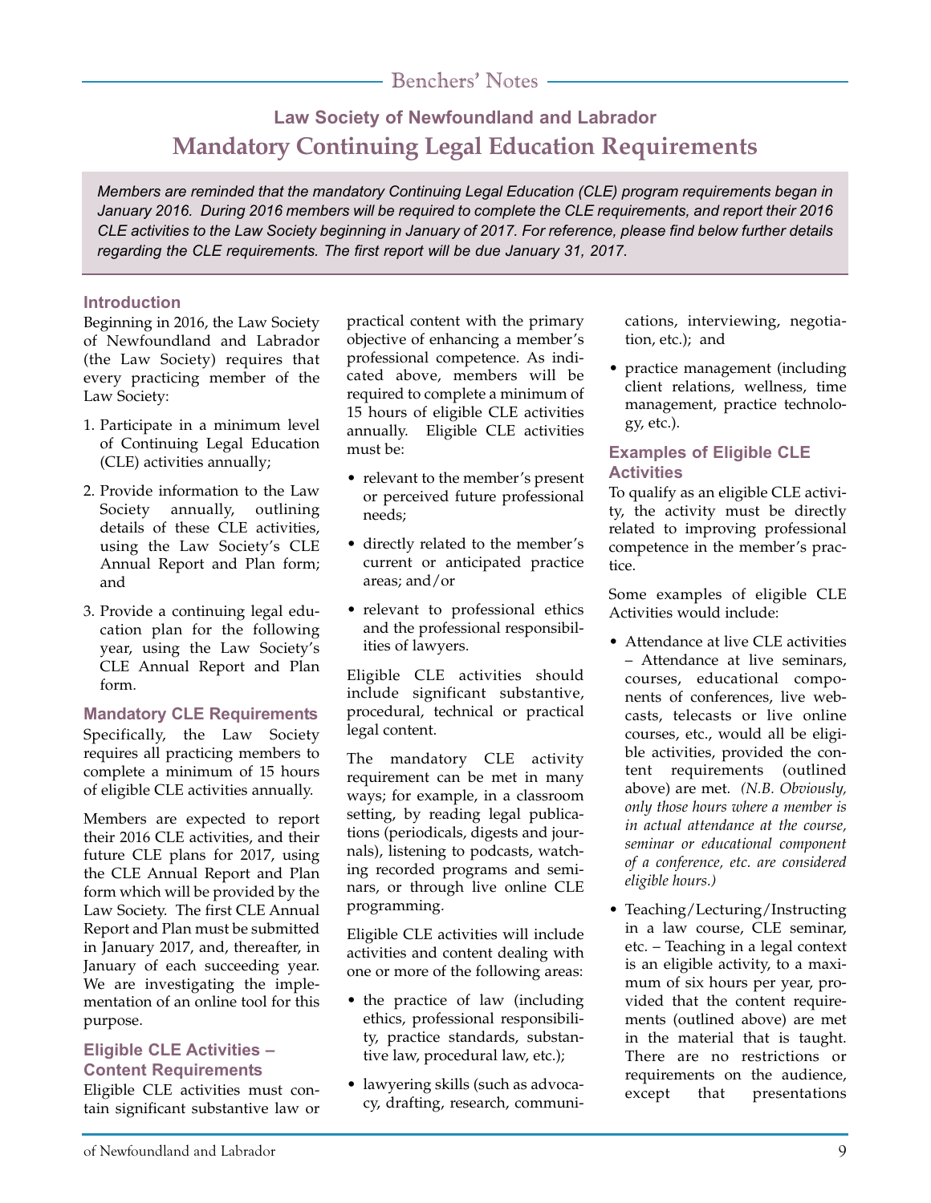# Law Society of Newfoundland and Labrador

## Mandatory Continuing Legal Education Requirements

*Members are reminded that the mandatory Continuing Legal Education (CLE) program requirements began in January 2016. During 2016 members will be required to complete the CLE requirements, and report their 2016 CLE activities to the Law Society beginning in January of 2017. For reference, please find below further details regarding the CLE requirements. The first report will be due January 31, 2017.*

### Introduction

Beginning in 2016, the Law Society of Newfoundland and Labrador (the Law Society) requires that every practicing member of the Law Society:

1. Participate in a minimum level of Continuing Legal Education (CLE) activities annually;
2. Provide information to the Law Society annually, outlining details of these CLE activities, using the Law Society's CLE Annual Report and Plan form; and
3. Provide a continuing legal education plan for the following year, using the Law Society's CLE Annual Report and Plan form.

### Mandatory CLE Requirements

Specifically, the Law Society requires all practicing members to complete a minimum of 15 hours of eligible CLE activities annually.

Members are expected to report their 2016 CLE activities, and their future CLE plans for 2017, using the CLE Annual Report and Plan form which will be provided by the Law Society. The first CLE Annual Report and Plan must be submitted in January 2017, and, thereafter, in January of each succeeding year. We are investigating the implementation of an online tool for this purpose.

### Eligible CLE Activities – Content Requirements

Eligible CLE activities must contain significant substantive law or practical content with the primary objective of enhancing a member's professional competence. As indicated above, members will be required to complete a minimum of 15 hours of eligible CLE activities annually. Eligible CLE activities must be:

- relevant to the member's present or perceived future professional needs;
- directly related to the member's current or anticipated practice areas; and/or
- relevant to professional ethics and the professional responsibilities of lawyers.

Eligible CLE activities should include significant substantive, procedural, technical or practical legal content.

The mandatory CLE activity requirement can be met in many ways; for example, in a classroom setting, by reading legal publications (periodicals, digests and journals), listening to podcasts, watching recorded programs and seminars, or through live online CLE programming.

Eligible CLE activities will include activities and content dealing with one or more of the following areas:

- the practice of law (including ethics, professional responsibility, practice standards, substantive law, procedural law, etc.);
- lawyering skills (such as advocacy, drafting, research, communications, interviewing, negotiation, etc.); and
- practice management (including client relations, wellness, time management, practice technology, etc.).

### Examples of Eligible CLE Activities

To qualify as an eligible CLE activity, the activity must be directly related to improving professional competence in the member's practice.

Some examples of eligible CLE Activities would include:

- Attendance at live CLE activities – Attendance at live seminars, courses, educational components of conferences, live webcasts, telecasts or live online courses, etc., would all be eligible activities, provided the content requirements (outlined above) are met. *(N.B. Obviously, only those hours where a member is in actual attendance at the course, seminar or educational component of a conference, etc. are considered eligible hours.)*
- Teaching/Lecturing/Instructing in a law course, CLE seminar, etc. – Teaching in a legal context is an eligible activity, to a maximum of six hours per year, provided that the content requirements (outlined above) are met in the material that is taught. There are no restrictions or requirements on the audience, except that presentations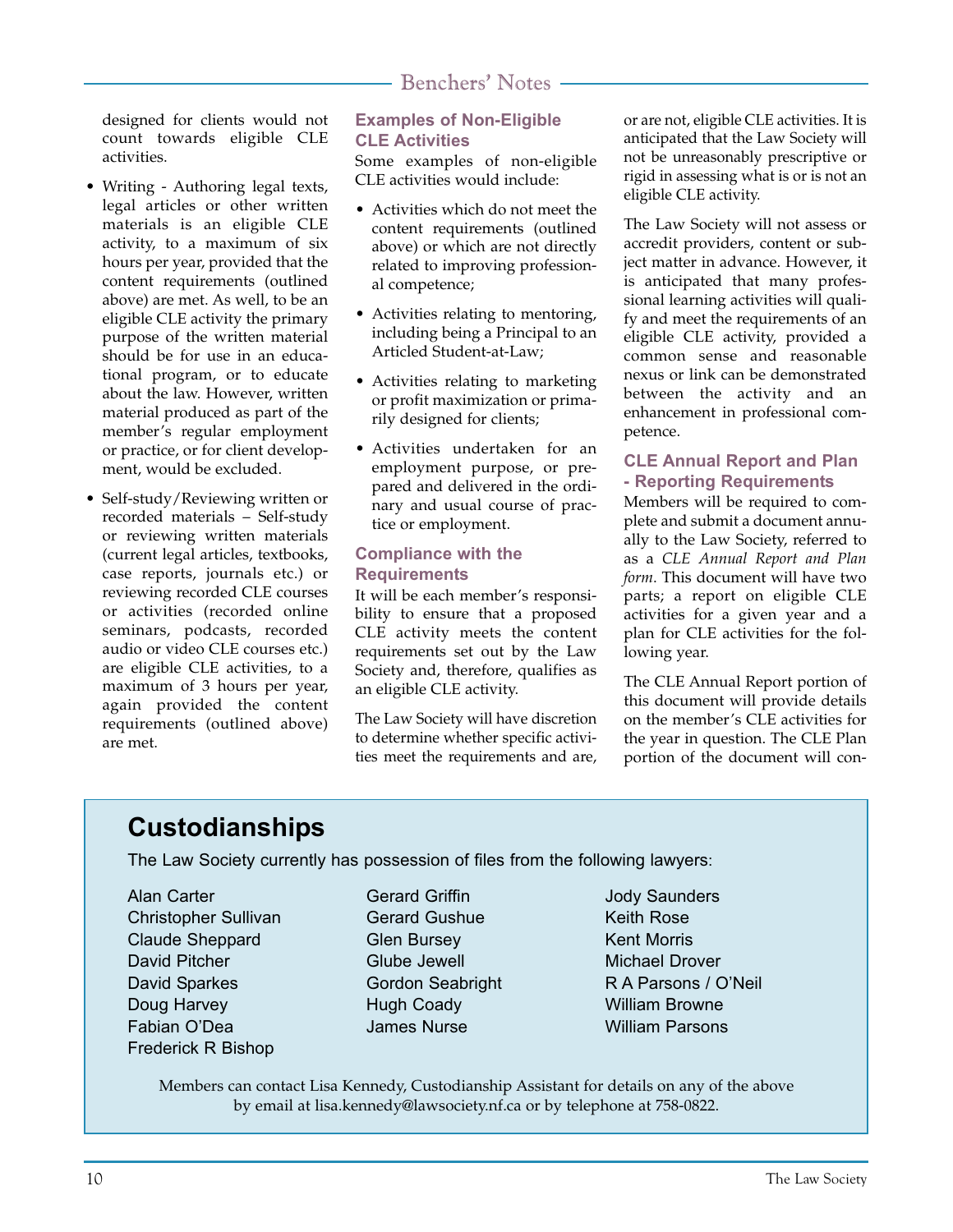designed for clients would not count towards eligible CLE activities.

- Writing - Authoring legal texts, legal articles or other written materials is an eligible CLE activity, to a maximum of six hours per year, provided that the content requirements (outlined above) are met. As well, to be an eligible CLE activity the primary purpose of the written material should be for use in an educational program, or to educate about the law. However, written material produced as part of the member's regular employment or practice, or for client development, would be excluded.
- Self-study/Reviewing written or recorded materials – Self-study or reviewing written materials (current legal articles, textbooks, case reports, journals etc.) or reviewing recorded CLE courses or activities (recorded online seminars, podcasts, recorded audio or video CLE courses etc.) are eligible CLE activities, to a maximum of 3 hours per year, again provided the content requirements (outlined above) are met.

### Examples of Non-Eligible CLE Activities

Some examples of non-eligible CLE activities would include:

- Activities which do not meet the content requirements (outlined above) or which are not directly related to improving professional competence;
- Activities relating to mentoring, including being a Principal to an Articled Student-at-Law;
- Activities relating to marketing or profit maximization or primarily designed for clients;
- Activities undertaken for an employment purpose, or prepared and delivered in the ordinary and usual course of practice or employment.

### Compliance with the Requirements

It will be each member's responsibility to ensure that a proposed CLE activity meets the content requirements set out by the Law Society and, therefore, qualifies as an eligible CLE activity.

The Law Society will have discretion to determine whether specific activities meet the requirements and are, or are not, eligible CLE activities. It is anticipated that the Law Society will not be unreasonably prescriptive or rigid in assessing what is or is not an eligible CLE activity.

The Law Society will not assess or accredit providers, content or subject matter in advance. However, it is anticipated that many professional learning activities will qualify and meet the requirements of an eligible CLE activity, provided a common sense and reasonable nexus or link can be demonstrated between the activity and an enhancement in professional competence.

### CLE Annual Report and Plan - Reporting Requirements

Members will be required to complete and submit a document annually to the Law Society, referred to as a *CLE Annual Report and Plan form*. This document will have two parts; a report on eligible CLE activities for a given year and a plan for CLE activities for the following year.

The CLE Annual Report portion of this document will provide details on the member's CLE activities for the year in question. The CLE Plan portion of the document will con-

## Custodianships

The Law Society currently has possession of files from the following lawyers:

Alan Carter
Christopher Sullivan
Claude Sheppard
David Pitcher
David Sparkes
Doug Harvey
Fabian O'Dea
Frederick R Bishop
Gerard Griffin
Gerard Gushue
Glen Bursey
Glube Jewell
Gordon Seabright
Hugh Coady
James Nurse
Jody Saunders
Keith Rose
Kent Morris
Michael Drover
R A Parsons / O'Neil
William Browne
William Parsons

Members can contact Lisa Kennedy, Custodianship Assistant for details on any of the above by email at lisa.kennedy@lawsociety.nf.ca or by telephone at 758-0822.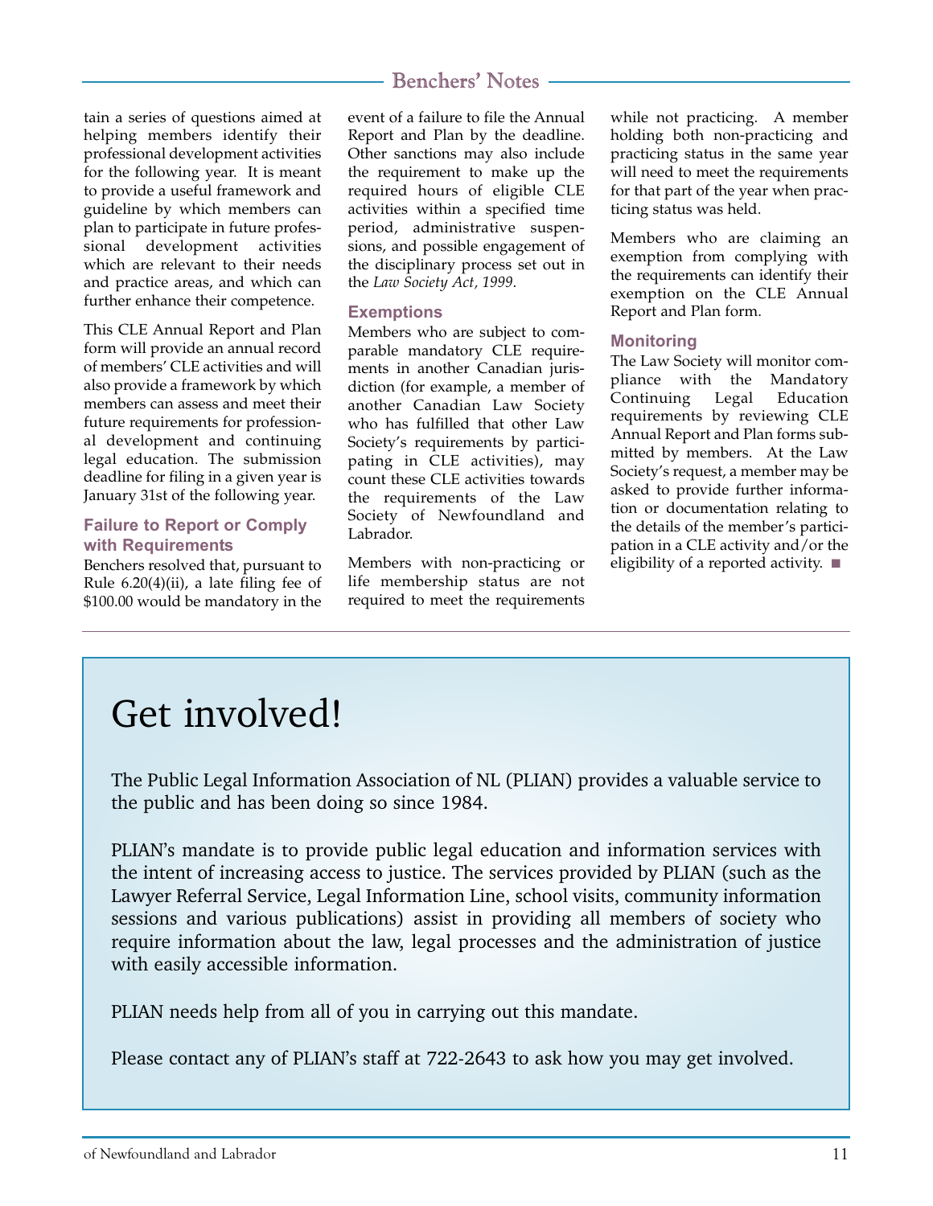tain a series of questions aimed at helping members identify their professional development activities for the following year. It is meant to provide a useful framework and guideline by which members can plan to participate in future professional development activities which are relevant to their needs and practice areas, and which can further enhance their competence.

This CLE Annual Report and Plan form will provide an annual record of members' CLE activities and will also provide a framework by which members can assess and meet their future requirements for professional development and continuing legal education. The submission deadline for filing in a given year is January 31st of the following year.

### Failure to Report or Comply with Requirements

Benchers resolved that, pursuant to Rule 6.20(4)(ii), a late filing fee of $100.00 would be mandatory in the event of a failure to file the Annual Report and Plan by the deadline. Other sanctions may also include the requirement to make up the required hours of eligible CLE activities within a specified time period, administrative suspensions, and possible engagement of the disciplinary process set out in the *Law Society Act, 1999*.

### Exemptions

Members who are subject to comparable mandatory CLE requirements in another Canadian jurisdiction (for example, a member of another Canadian Law Society who has fulfilled that other Law Society's requirements by participating in CLE activities), may count these CLE activities towards the requirements of the Law Society of Newfoundland and Labrador.

Members with non-practicing or life membership status are not required to meet the requirements while not practicing. A member holding both non-practicing and practicing status in the same year will need to meet the requirements for that part of the year when practicing status was held.

Members who are claiming an exemption from complying with the requirements can identify their exemption on the CLE Annual Report and Plan form.

### Monitoring

The Law Society will monitor compliance with the Mandatory Continuing Legal Education requirements by reviewing CLE Annual Report and Plan forms submitted by members. At the Law Society's request, a member may be asked to provide further information or documentation relating to the details of the member's participation in a CLE activity and/or the eligibility of a reported activity. ■

# Get involved!

The Public Legal Information Association of NL (PLIAN) provides a valuable service to the public and has been doing so since 1984.

PLIAN's mandate is to provide public legal education and information services with the intent of increasing access to justice. The services provided by PLIAN (such as the Lawyer Referral Service, Legal Information Line, school visits, community information sessions and various publications) assist in providing all members of society who require information about the law, legal processes and the administration of justice with easily accessible information.

PLIAN needs help from all of you in carrying out this mandate.

Please contact any of PLIAN's staff at 722-2643 to ask how you may get involved.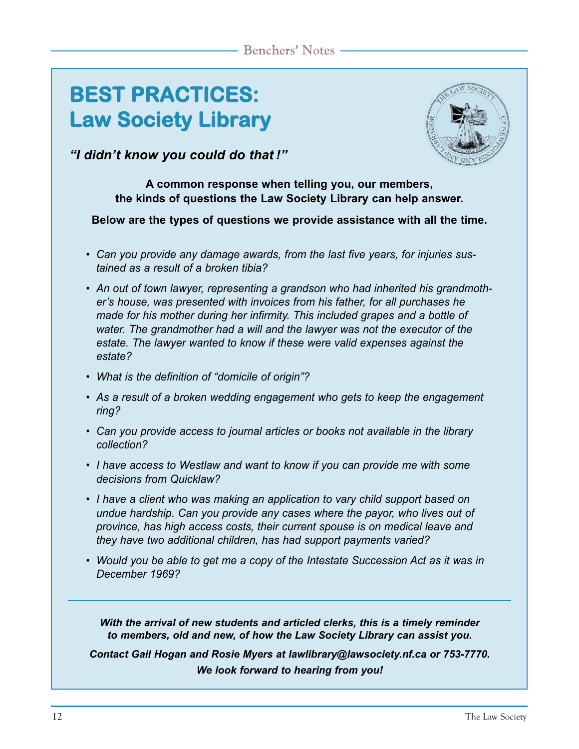# BEST PRACTICES: Law Society Library

***"I didn't know you could do that!"***

**A common response when telling you, our members, the kinds of questions the Law Society Library can help answer.**

**Below are the types of questions we provide assistance with all the time.**

- *Can you provide any damage awards, from the last five years, for injuries sustained as a result of a broken tibia?*
- *An out of town lawyer, representing a grandson who had inherited his grandmother's house, was presented with invoices from his father, for all purchases he made for his mother during her infirmity. This included grapes and a bottle of water. The grandmother had a will and the lawyer was not the executor of the estate. The lawyer wanted to know if these were valid expenses against the estate?*
- *What is the definition of "domicile of origin"?*
- *As a result of a broken wedding engagement who gets to keep the engagement ring?*
- *Can you provide access to journal articles or books not available in the library collection?*
- *I have access to Westlaw and want to know if you can provide me with some decisions from Quicklaw?*
- *I have a client who was making an application to vary child support based on undue hardship. Can you provide any cases where the payor, who lives out of province, has high access costs, their current spouse is on medical leave and they have two additional children, has had support payments varied?*
- *Would you be able to get me a copy of the Intestate Succession Act as it was in December 1969?*

---

***With the arrival of new students and articled clerks, this is a timely reminder to members, old and new, of how the Law Society Library can assist you.***

***Contact Gail Hogan and Rosie Myers at lawlibrary@lawsociety.nf.ca or 753-7770.***

***We look forward to hearing from you!***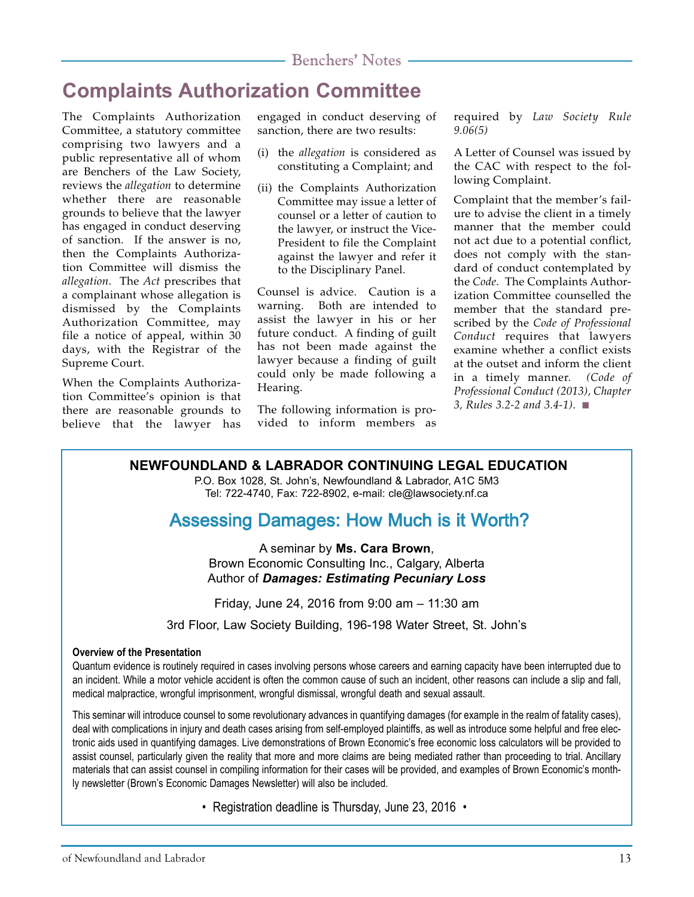# Complaints Authorization Committee

The Complaints Authorization Committee, a statutory committee comprising two lawyers and a public representative all of whom are Benchers of the Law Society, reviews the *allegation* to determine whether there are reasonable grounds to believe that the lawyer has engaged in conduct deserving of sanction. If the answer is no, then the Complaints Authorization Committee will dismiss the *allegation*. The *Act* prescribes that a complainant whose allegation is dismissed by the Complaints Authorization Committee, may file a notice of appeal, within 30 days, with the Registrar of the Supreme Court.

When the Complaints Authorization Committee's opinion is that there are reasonable grounds to believe that the lawyer has engaged in conduct deserving of sanction, there are two results:

(i) the *allegation* is considered as constituting a Complaint; and

(ii) the Complaints Authorization Committee may issue a letter of counsel or a letter of caution to the lawyer, or instruct the Vice-President to file the Complaint against the lawyer and refer it to the Disciplinary Panel.

Counsel is advice. Caution is a warning. Both are intended to assist the lawyer in his or her future conduct. A finding of guilt has not been made against the lawyer because a finding of guilt could only be made following a Hearing.

The following information is provided to inform members as required by *Law Society Rule 9.06(5)*

A Letter of Counsel was issued by the CAC with respect to the following Complaint.

Complaint that the member's failure to advise the client in a timely manner that the member could not act due to a potential conflict, does not comply with the standard of conduct contemplated by the *Code*. The Complaints Authorization Committee counselled the member that the standard prescribed by the *Code of Professional Conduct* requires that lawyers examine whether a conflict exists at the outset and inform the client in a timely manner. *(Code of Professional Conduct (2013), Chapter 3, Rules 3.2-2 and 3.4-1).* ■

---

**NEWFOUNDLAND & LABRADOR CONTINUING LEGAL EDUCATION**

P.O. Box 1028, St. John's, Newfoundland & Labrador, A1C 5M3
Tel: 722-4740, Fax: 722-8902, e-mail: cle@lawsociety.nf.ca

## Assessing Damages: How Much is it Worth?

A seminar by **Ms. Cara Brown**,
Brown Economic Consulting Inc., Calgary, Alberta
Author of ***Damages: Estimating Pecuniary Loss***

Friday, June 24, 2016 from 9:00 am – 11:30 am

3rd Floor, Law Society Building, 196-198 Water Street, St. John's

**Overview of the Presentation**

Quantum evidence is routinely required in cases involving persons whose careers and earning capacity have been interrupted due to an incident. While a motor vehicle accident is often the common cause of such an incident, other reasons can include a slip and fall, medical malpractice, wrongful imprisonment, wrongful dismissal, wrongful death and sexual assault.

This seminar will introduce counsel to some revolutionary advances in quantifying damages (for example in the realm of fatality cases), deal with complications in injury and death cases arising from self-employed plaintiffs, as well as introduce some helpful and free electronic aids used in quantifying damages. Live demonstrations of Brown Economic's free economic loss calculators will be provided to assist counsel, particularly given the reality that more and more claims are being mediated rather than proceeding to trial. Ancillary materials that can assist counsel in compiling information for their cases will be provided, and examples of Brown Economic's monthly newsletter (Brown's Economic Damages Newsletter) will also be included.

• Registration deadline is Thursday, June 23, 2016 •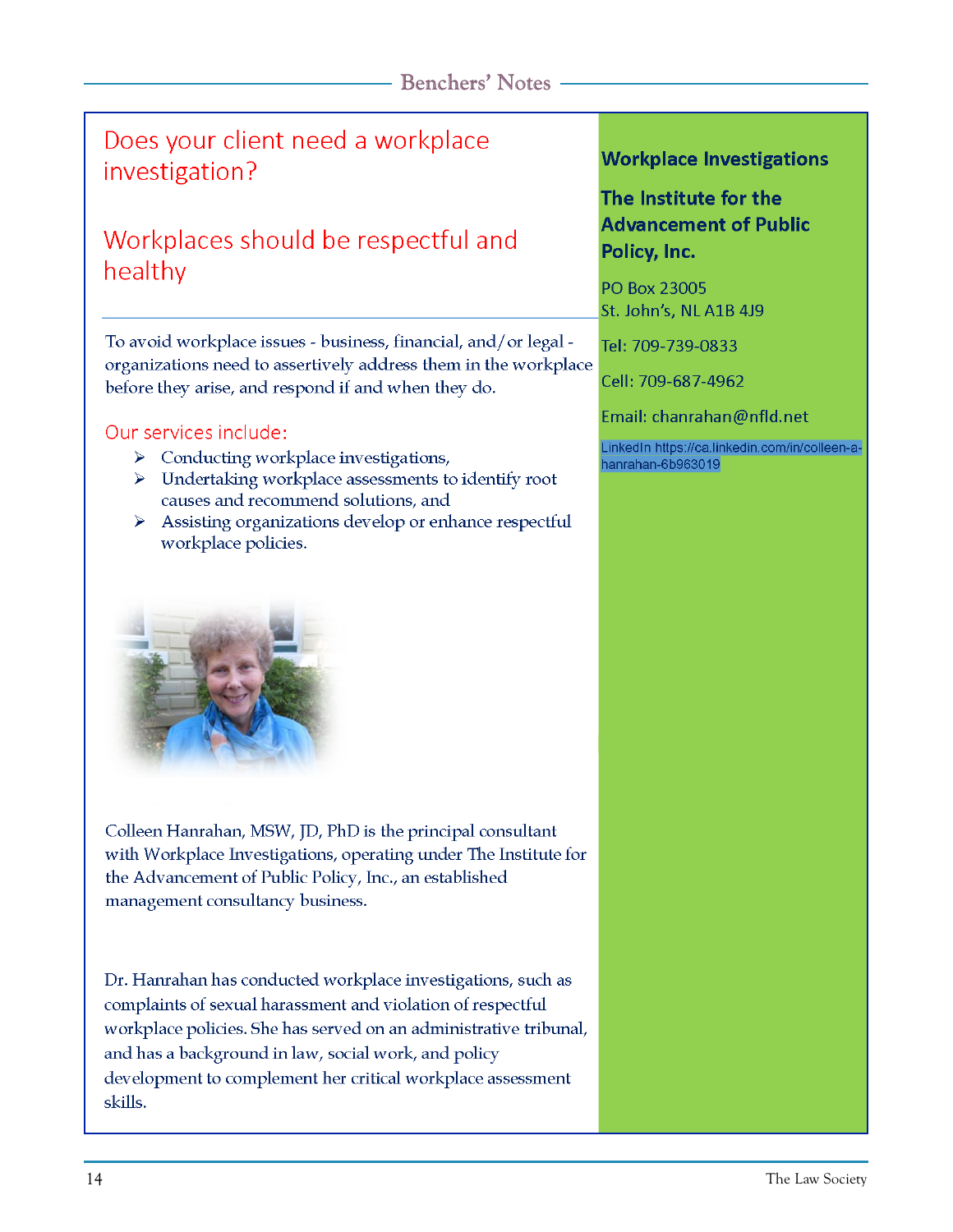# Does your client need a workplace investigation?

## Workplaces should be respectful and healthy

To avoid workplace issues - business, financial, and/or legal - organizations need to assertively address them in the workplace before they arise, and respond if and when they do.

Our services include:

- Conducting workplace investigations,
- Undertaking workplace assessments to identify root causes and recommend solutions, and
- Assisting organizations develop or enhance respectful workplace policies.

Colleen Hanrahan, MSW, JD, PhD is the principal consultant with Workplace Investigations, operating under The Institute for the Advancement of Public Policy, Inc., an established management consultancy business.

Dr. Hanrahan has conducted workplace investigations, such as complaints of sexual harassment and violation of respectful workplace policies. She has served on an administrative tribunal, and has a background in law, social work, and policy development to complement her critical workplace assessment skills.

**Workplace Investigations**

**The Institute for the Advancement of Public Policy, Inc.**

PO Box 23005
St. John's, NL A1B 4J9

Tel: 709-739-0833

Cell: 709-687-4962

Email: chanrahan@nfld.net

LinkedIn https://ca.linkedin.com/in/colleen-a-hanrahan-6b963019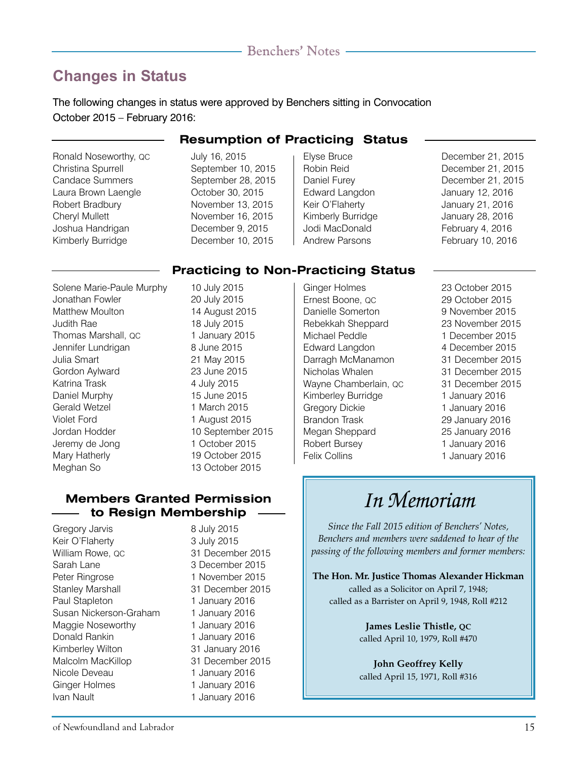## Changes in Status

The following changes in status were approved by Benchers sitting in Convocation October 2015 – February 2016:

### Resumption of Practicing Status

| Name | Date |
| --- | --- |
| Ronald Noseworthy, QC | July 16, 2015 |
| Christina Spurrell | September 10, 2015 |
| Candace Summers | September 28, 2015 |
| Laura Brown Laengle | October 30, 2015 |
| Robert Bradbury | November 13, 2015 |
| Cheryl Mullett | November 16, 2015 |
| Joshua Handrigan | December 9, 2015 |
| Kimberly Burridge | December 10, 2015 |
| Elyse Bruce | December 21, 2015 |
| Robin Reid | December 21, 2015 |
| Daniel Furey | December 21, 2015 |
| Edward Langdon | January 12, 2016 |
| Keir O'Flaherty | January 21, 2016 |
| Kimberly Burridge | January 28, 2016 |
| Jodi MacDonald | February 4, 2016 |
| Andrew Parsons | February 10, 2016 |

### Practicing to Non-Practicing Status

| Name | Date |
| --- | --- |
| Solene Marie-Paule Murphy | 10 July 2015 |
| Jonathan Fowler | 20 July 2015 |
| Matthew Moulton | 14 August 2015 |
| Judith Rae | 18 July 2015 |
| Thomas Marshall, QC | 1 January 2015 |
| Jennifer Lundrigan | 8 June 2015 |
| Julia Smart | 21 May 2015 |
| Gordon Aylward | 23 June 2015 |
| Katrina Trask | 4 July 2015 |
| Daniel Murphy | 15 June 2015 |
| Gerald Wetzel | 1 March 2015 |
| Violet Ford | 1 August 2015 |
| Jordan Hodder | 10 September 2015 |
| Jeremy de Jong | 1 October 2015 |
| Mary Hatherly | 19 October 2015 |
| Meghan So | 13 October 2015 |
| Ginger Holmes | 23 October 2015 |
| Ernest Boone, QC | 29 October 2015 |
| Danielle Somerton | 9 November 2015 |
| Rebekkah Sheppard | 23 November 2015 |
| Michael Peddle | 1 December 2015 |
| Edward Langdon | 4 December 2015 |
| Darragh McManamon | 31 December 2015 |
| Nicholas Whalen | 31 December 2015 |
| Wayne Chamberlain, QC | 31 December 2015 |
| Kimberley Burridge | 1 January 2016 |
| Gregory Dickie | 1 January 2016 |
| Brandon Trask | 29 January 2016 |
| Megan Sheppard | 25 January 2016 |
| Robert Bursey | 1 January 2016 |
| Felix Collins | 1 January 2016 |

### Members Granted Permission to Resign Membership

| Name | Date |
| --- | --- |
| Gregory Jarvis | 8 July 2015 |
| Keir O'Flaherty | 3 July 2015 |
| William Rowe, QC | 31 December 2015 |
| Sarah Lane | 3 December 2015 |
| Peter Ringrose | 1 November 2015 |
| Stanley Marshall | 31 December 2015 |
| Paul Stapleton | 1 January 2016 |
| Susan Nickerson-Graham | 1 January 2016 |
| Maggie Noseworthy | 1 January 2016 |
| Donald Rankin | 1 January 2016 |
| Kimberley Wilton | 31 January 2016 |
| Malcolm MacKillop | 31 December 2015 |
| Nicole Deveau | 1 January 2016 |
| Ginger Holmes | 1 January 2016 |
| Ivan Nault | 1 January 2016 |

## *In Memoriam*

*Since the Fall 2015 edition of Benchers' Notes, Benchers and members were saddened to hear of the passing of the following members and former members:*

**The Hon. Mr. Justice Thomas Alexander Hickman**
called as a Solicitor on April 7, 1948;
called as a Barrister on April 9, 1948, Roll #212

**James Leslie Thistle, QC**
called April 10, 1979, Roll #470

**John Geoffrey Kelly**
called April 15, 1971, Roll #316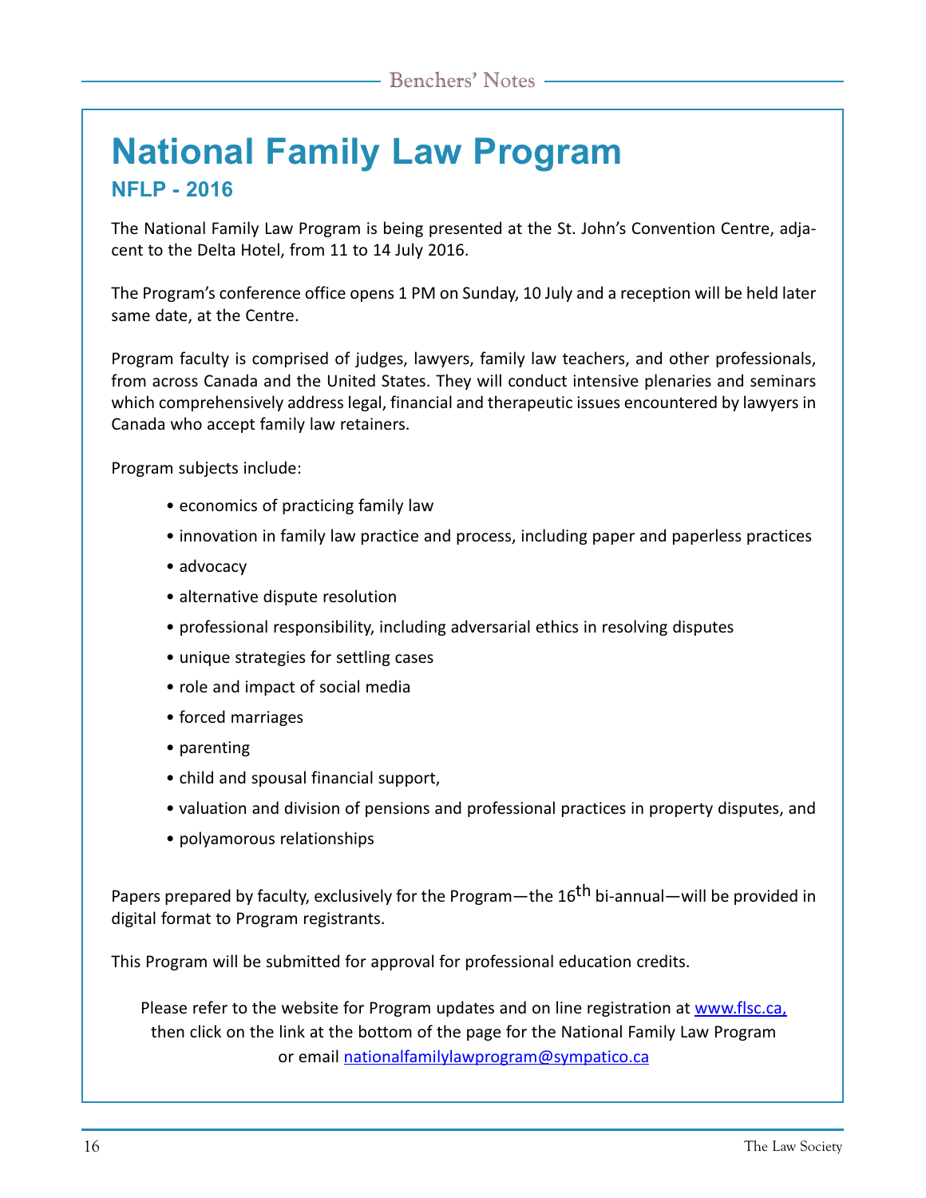# National Family Law Program

## NFLP - 2016

The National Family Law Program is being presented at the St. John's Convention Centre, adjacent to the Delta Hotel, from 11 to 14 July 2016.

The Program's conference office opens 1 PM on Sunday, 10 July and a reception will be held later same date, at the Centre.

Program faculty is comprised of judges, lawyers, family law teachers, and other professionals, from across Canada and the United States. They will conduct intensive plenaries and seminars which comprehensively address legal, financial and therapeutic issues encountered by lawyers in Canada who accept family law retainers.

Program subjects include:

- economics of practicing family law
- innovation in family law practice and process, including paper and paperless practices
- advocacy
- alternative dispute resolution
- professional responsibility, including adversarial ethics in resolving disputes
- unique strategies for settling cases
- role and impact of social media
- forced marriages
- parenting
- child and spousal financial support,
- valuation and division of pensions and professional practices in property disputes, and
- polyamorous relationships

Papers prepared by faculty, exclusively for the Program—the 16th bi-annual—will be provided in digital format to Program registrants.

This Program will be submitted for approval for professional education credits.

Please refer to the website for Program updates and on line registration at [www.flsc.ca,](http://www.flsc.ca)
then click on the link at the bottom of the page for the National Family Law Program
or email [nationalfamilylawprogram@sympatico.ca](mailto:nationalfamilylawprogram@sympatico.ca)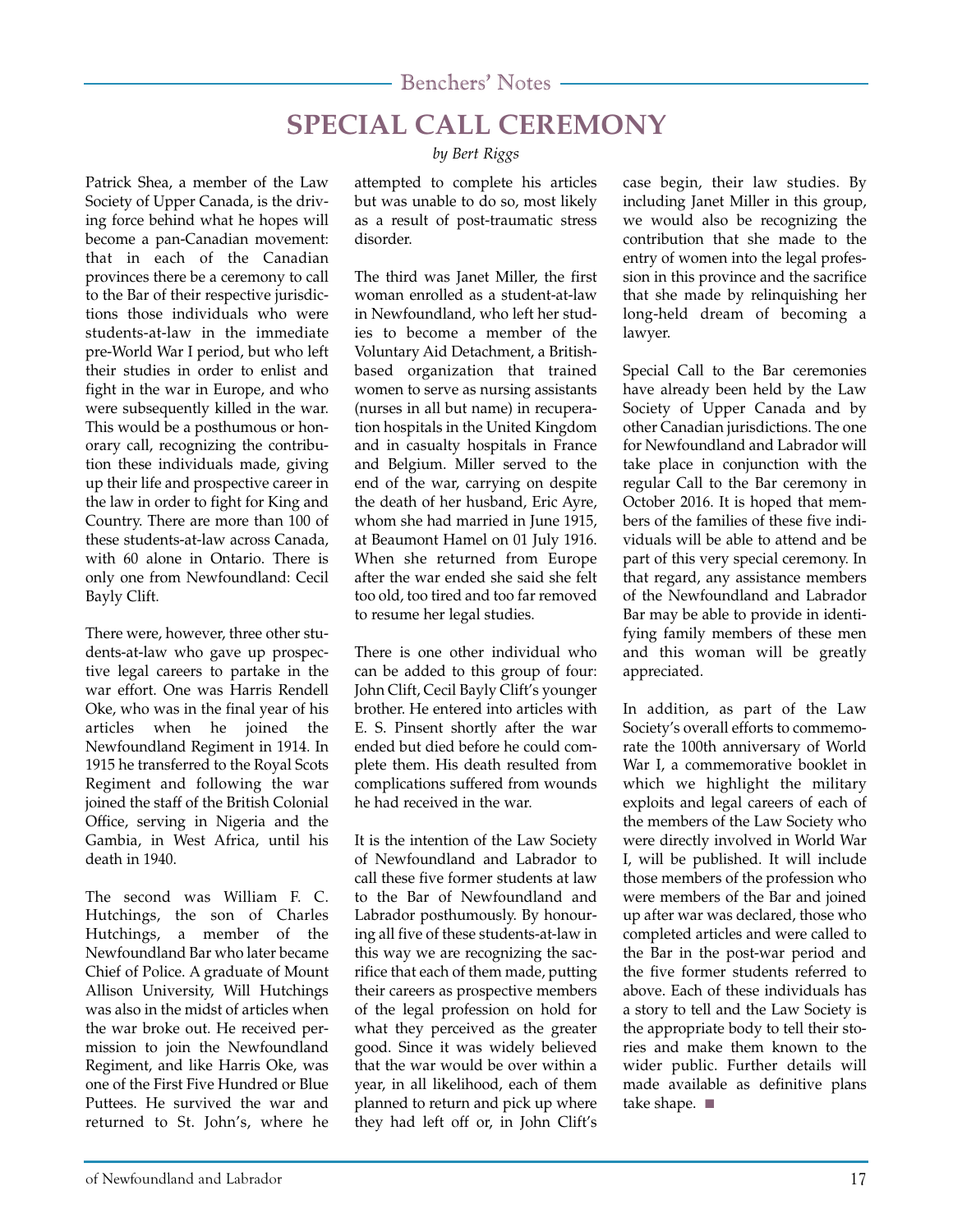Benchers' Notes

# SPECIAL CALL CEREMONY

*by Bert Riggs*

Patrick Shea, a member of the Law Society of Upper Canada, is the driving force behind what he hopes will become a pan-Canadian movement: that in each of the Canadian provinces there be a ceremony to call to the Bar of their respective jurisdictions those individuals who were students-at-law in the immediate pre-World War I period, but who left their studies in order to enlist and fight in the war in Europe, and who were subsequently killed in the war. This would be a posthumous or honorary call, recognizing the contribution these individuals made, giving up their life and prospective career in the law in order to fight for King and Country. There are more than 100 of these students-at-law across Canada, with 60 alone in Ontario. There is only one from Newfoundland: Cecil Bayly Clift.

There were, however, three other students-at-law who gave up prospective legal careers to partake in the war effort. One was Harris Rendell Oke, who was in the final year of his articles when he joined the Newfoundland Regiment in 1914. In 1915 he transferred to the Royal Scots Regiment and following the war joined the staff of the British Colonial Office, serving in Nigeria and the Gambia, in West Africa, until his death in 1940.

The second was William F. C. Hutchings, the son of Charles Hutchings, a member of the Newfoundland Bar who later became Chief of Police. A graduate of Mount Allison University, Will Hutchings was also in the midst of articles when the war broke out. He received permission to join the Newfoundland Regiment, and like Harris Oke, was one of the First Five Hundred or Blue Puttees. He survived the war and returned to St. John's, where he attempted to complete his articles but was unable to do so, most likely as a result of post-traumatic stress disorder.

The third was Janet Miller, the first woman enrolled as a student-at-law in Newfoundland, who left her studies to become a member of the Voluntary Aid Detachment, a British-based organization that trained women to serve as nursing assistants (nurses in all but name) in recuperation hospitals in the United Kingdom and in casualty hospitals in France and Belgium. Miller served to the end of the war, carrying on despite the death of her husband, Eric Ayre, whom she had married in June 1915, at Beaumont Hamel on 01 July 1916. When she returned from Europe after the war ended she said she felt too old, too tired and too far removed to resume her legal studies.

There is one other individual who can be added to this group of four: John Clift, Cecil Bayly Clift's younger brother. He entered into articles with E. S. Pinsent shortly after the war ended but died before he could complete them. His death resulted from complications suffered from wounds he had received in the war.

It is the intention of the Law Society of Newfoundland and Labrador to call these five former students at law to the Bar of Newfoundland and Labrador posthumously. By honouring all five of these students-at-law in this way we are recognizing the sacrifice that each of them made, putting their careers as prospective members of the legal profession on hold for what they perceived as the greater good. Since it was widely believed that the war would be over within a year, in all likelihood, each of them planned to return and pick up where they had left off or, in John Clift's case begin, their law studies. By including Janet Miller in this group, we would also be recognizing the contribution that she made to the entry of women into the legal profession in this province and the sacrifice that she made by relinquishing her long-held dream of becoming a lawyer.

Special Call to the Bar ceremonies have already been held by the Law Society of Upper Canada and by other Canadian jurisdictions. The one for Newfoundland and Labrador will take place in conjunction with the regular Call to the Bar ceremony in October 2016. It is hoped that members of the families of these five individuals will be able to attend and be part of this very special ceremony. In that regard, any assistance members of the Newfoundland and Labrador Bar may be able to provide in identifying family members of these men and this woman will be greatly appreciated.

In addition, as part of the Law Society's overall efforts to commemorate the 100th anniversary of World War I, a commemorative booklet in which we highlight the military exploits and legal careers of each of the members of the Law Society who were directly involved in World War I, will be published. It will include those members of the profession who were members of the Bar and joined up after war was declared, those who completed articles and were called to the Bar in the post-war period and the five former students referred to above. Each of these individuals has a story to tell and the Law Society is the appropriate body to tell their stories and make them known to the wider public. Further details will made available as definitive plans take shape. ■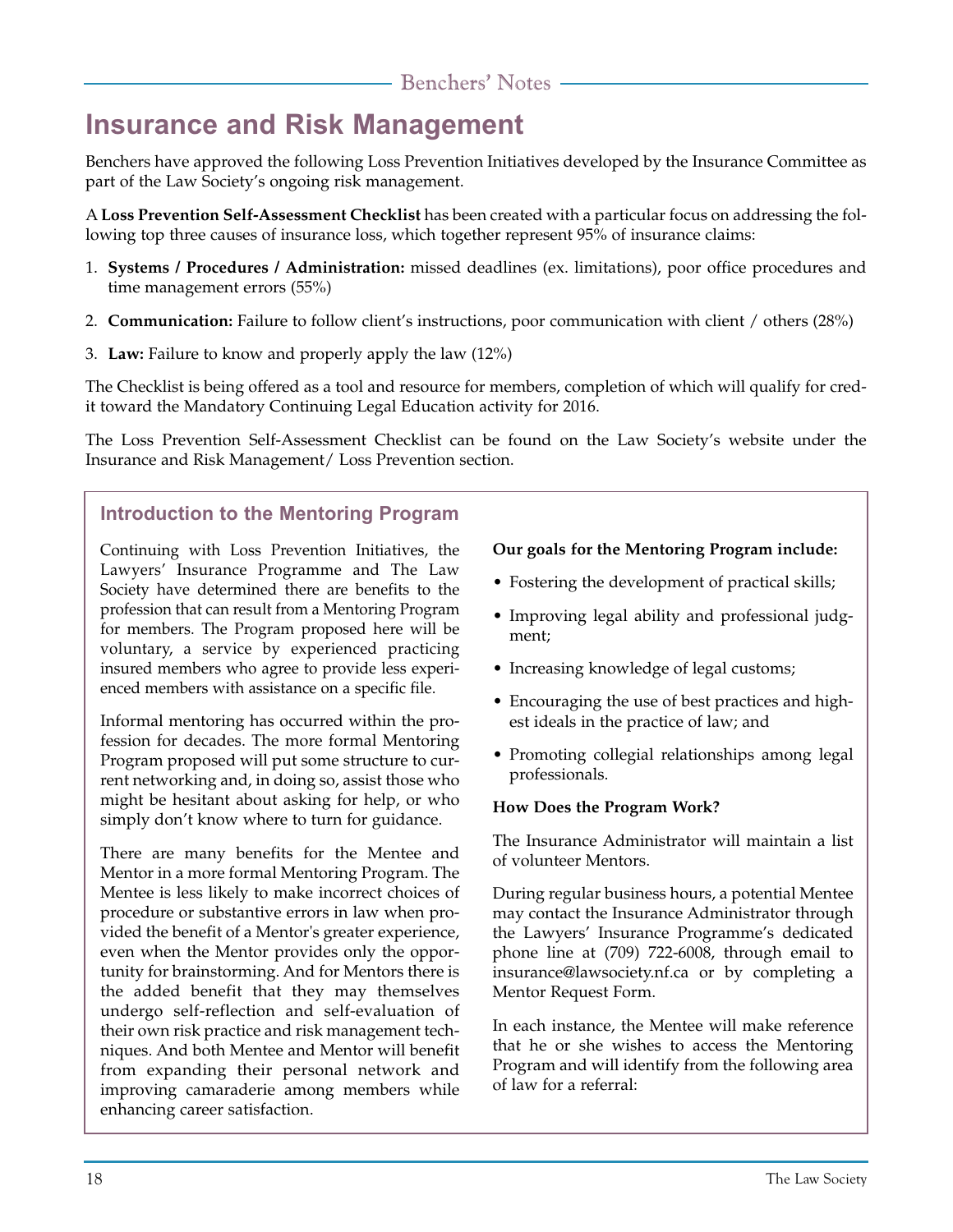# Insurance and Risk Management

Benchers have approved the following Loss Prevention Initiatives developed by the Insurance Committee as part of the Law Society's ongoing risk management.

A **Loss Prevention Self-Assessment Checklist** has been created with a particular focus on addressing the following top three causes of insurance loss, which together represent 95% of insurance claims:

1. **Systems / Procedures / Administration:** missed deadlines (ex. limitations), poor office procedures and time management errors (55%)
2. **Communication:** Failure to follow client's instructions, poor communication with client / others (28%)
3. **Law:** Failure to know and properly apply the law (12%)

The Checklist is being offered as a tool and resource for members, completion of which will qualify for credit toward the Mandatory Continuing Legal Education activity for 2016.

The Loss Prevention Self-Assessment Checklist can be found on the Law Society's website under the Insurance and Risk Management/ Loss Prevention section.

## Introduction to the Mentoring Program

Continuing with Loss Prevention Initiatives, the Lawyers' Insurance Programme and The Law Society have determined there are benefits to the profession that can result from a Mentoring Program for members. The Program proposed here will be voluntary, a service by experienced practicing insured members who agree to provide less experienced members with assistance on a specific file.

Informal mentoring has occurred within the profession for decades. The more formal Mentoring Program proposed will put some structure to current networking and, in doing so, assist those who might be hesitant about asking for help, or who simply don't know where to turn for guidance.

There are many benefits for the Mentee and Mentor in a more formal Mentoring Program. The Mentee is less likely to make incorrect choices of procedure or substantive errors in law when provided the benefit of a Mentor's greater experience, even when the Mentor provides only the opportunity for brainstorming. And for Mentors there is the added benefit that they may themselves undergo self-reflection and self-evaluation of their own risk practice and risk management techniques. And both Mentee and Mentor will benefit from expanding their personal network and improving camaraderie among members while enhancing career satisfaction.

**Our goals for the Mentoring Program include:**

- Fostering the development of practical skills;
- Improving legal ability and professional judgment;
- Increasing knowledge of legal customs;
- Encouraging the use of best practices and highest ideals in the practice of law; and
- Promoting collegial relationships among legal professionals.

**How Does the Program Work?**

The Insurance Administrator will maintain a list of volunteer Mentors.

During regular business hours, a potential Mentee may contact the Insurance Administrator through the Lawyers' Insurance Programme's dedicated phone line at (709) 722-6008, through email to insurance@lawsociety.nf.ca or by completing a Mentor Request Form.

In each instance, the Mentee will make reference that he or she wishes to access the Mentoring Program and will identify from the following area of law for a referral: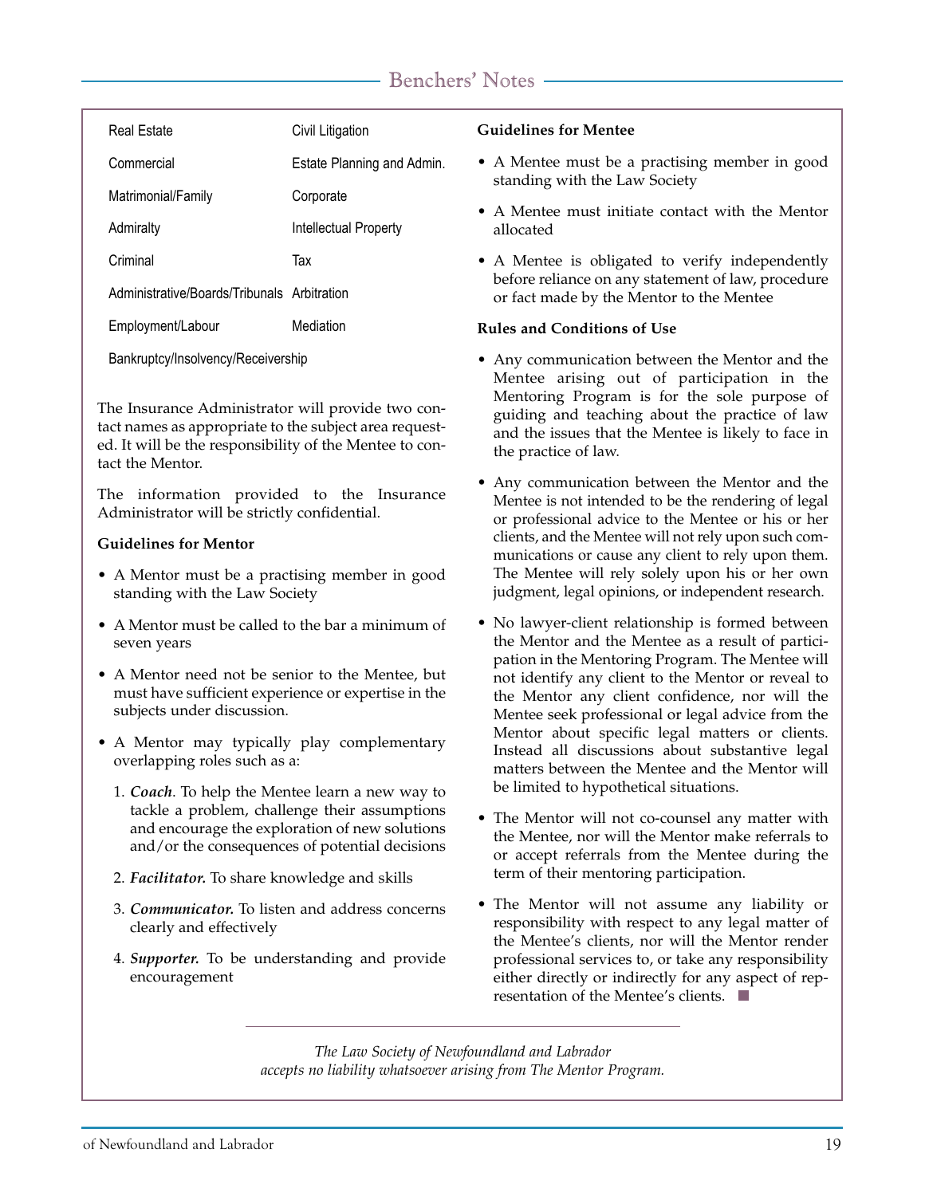| | |
|---|---|
| Real Estate | Civil Litigation |
| Commercial | Estate Planning and Admin. |
| Matrimonial/Family | Corporate |
| Admiralty | Intellectual Property |
| Criminal | Tax |
| Administrative/Boards/Tribunals | Arbitration |
| Employment/Labour | Mediation |
| Bankruptcy/Insolvency/Receivership | |

The Insurance Administrator will provide two contact names as appropriate to the subject area requested. It will be the responsibility of the Mentee to contact the Mentor.

The information provided to the Insurance Administrator will be strictly confidential.

**Guidelines for Mentor**

- A Mentor must be a practising member in good standing with the Law Society
- A Mentor must be called to the bar a minimum of seven years
- A Mentor need not be senior to the Mentee, but must have sufficient experience or expertise in the subjects under discussion.
- A Mentor may typically play complementary overlapping roles such as a:
  1. ***Coach***. To help the Mentee learn a new way to tackle a problem, challenge their assumptions and encourage the exploration of new solutions and/or the consequences of potential decisions
  2. ***Facilitator.*** To share knowledge and skills
  3. ***Communicator.*** To listen and address concerns clearly and effectively
  4. ***Supporter.*** To be understanding and provide encouragement

**Guidelines for Mentee**

- A Mentee must be a practising member in good standing with the Law Society
- A Mentee must initiate contact with the Mentor allocated
- A Mentee is obligated to verify independently before reliance on any statement of law, procedure or fact made by the Mentor to the Mentee

**Rules and Conditions of Use**

- Any communication between the Mentor and the Mentee arising out of participation in the Mentoring Program is for the sole purpose of guiding and teaching about the practice of law and the issues that the Mentee is likely to face in the practice of law.
- Any communication between the Mentor and the Mentee is not intended to be the rendering of legal or professional advice to the Mentee or his or her clients, and the Mentee will not rely upon such communications or cause any client to rely upon them. The Mentee will rely solely upon his or her own judgment, legal opinions, or independent research.
- No lawyer-client relationship is formed between the Mentor and the Mentee as a result of participation in the Mentoring Program. The Mentee will not identify any client to the Mentor or reveal to the Mentor any client confidence, nor will the Mentee seek professional or legal advice from the Mentor about specific legal matters or clients. Instead all discussions about substantive legal matters between the Mentee and the Mentor will be limited to hypothetical situations.
- The Mentor will not co-counsel any matter with the Mentee, nor will the Mentor make referrals to or accept referrals from the Mentee during the term of their mentoring participation.
- The Mentor will not assume any liability or responsibility with respect to any legal matter of the Mentee's clients, nor will the Mentor render professional services to, or take any responsibility either directly or indirectly for any aspect of representation of the Mentee's clients.

*The Law Society of Newfoundland and Labrador accepts no liability whatsoever arising from The Mentor Program.*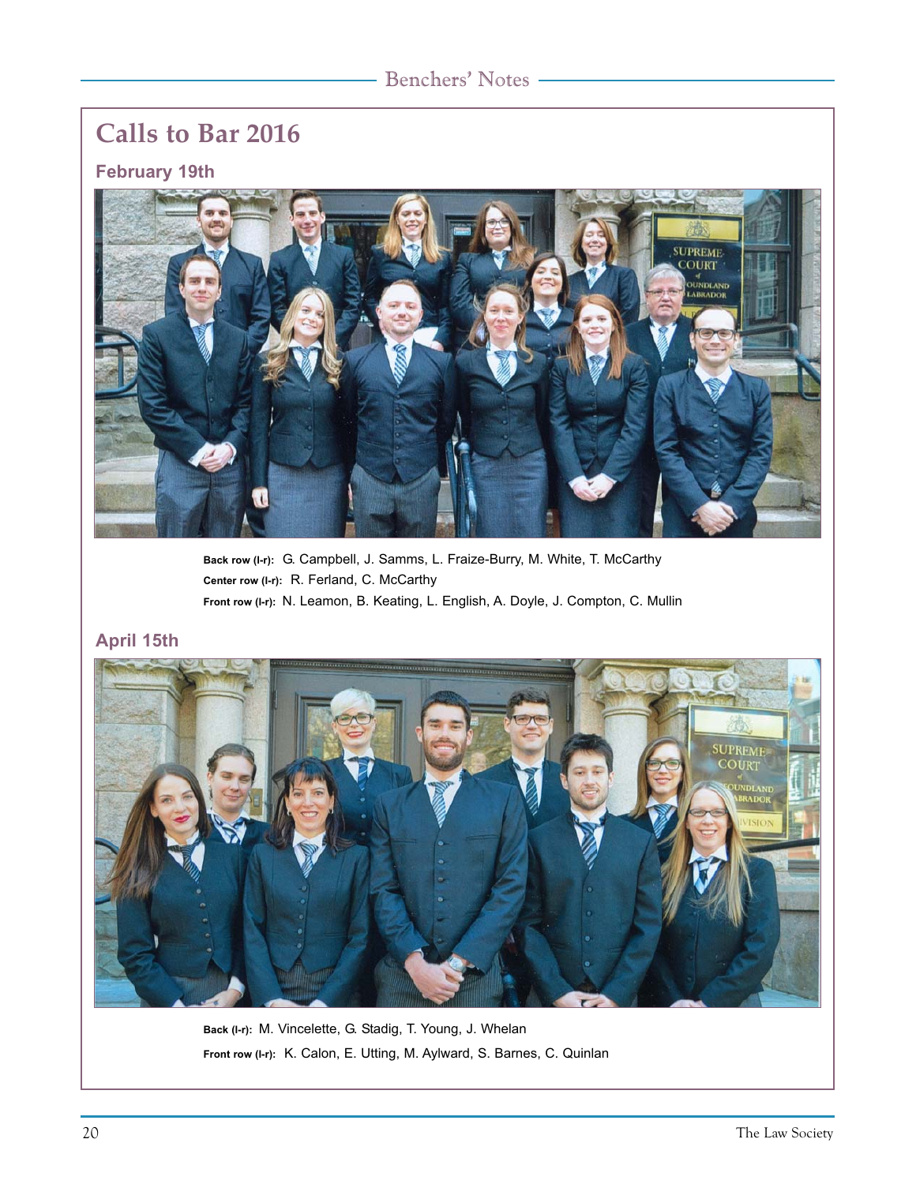# Calls to Bar 2016

## February 19th

**Back row (l-r):** G. Campbell, J. Samms, L. Fraize-Burry, M. White, T. McCarthy

**Center row (l-r):** R. Ferland, C. McCarthy

**Front row (l-r):** N. Leamon, B. Keating, L. English, A. Doyle, J. Compton, C. Mullin

## April 15th

**Back (l-r):** M. Vincelette, G. Stadig, T. Young, J. Whelan

**Front row (l-r):** K. Calon, E. Utting, M. Aylward, S. Barnes, C. Quinlan